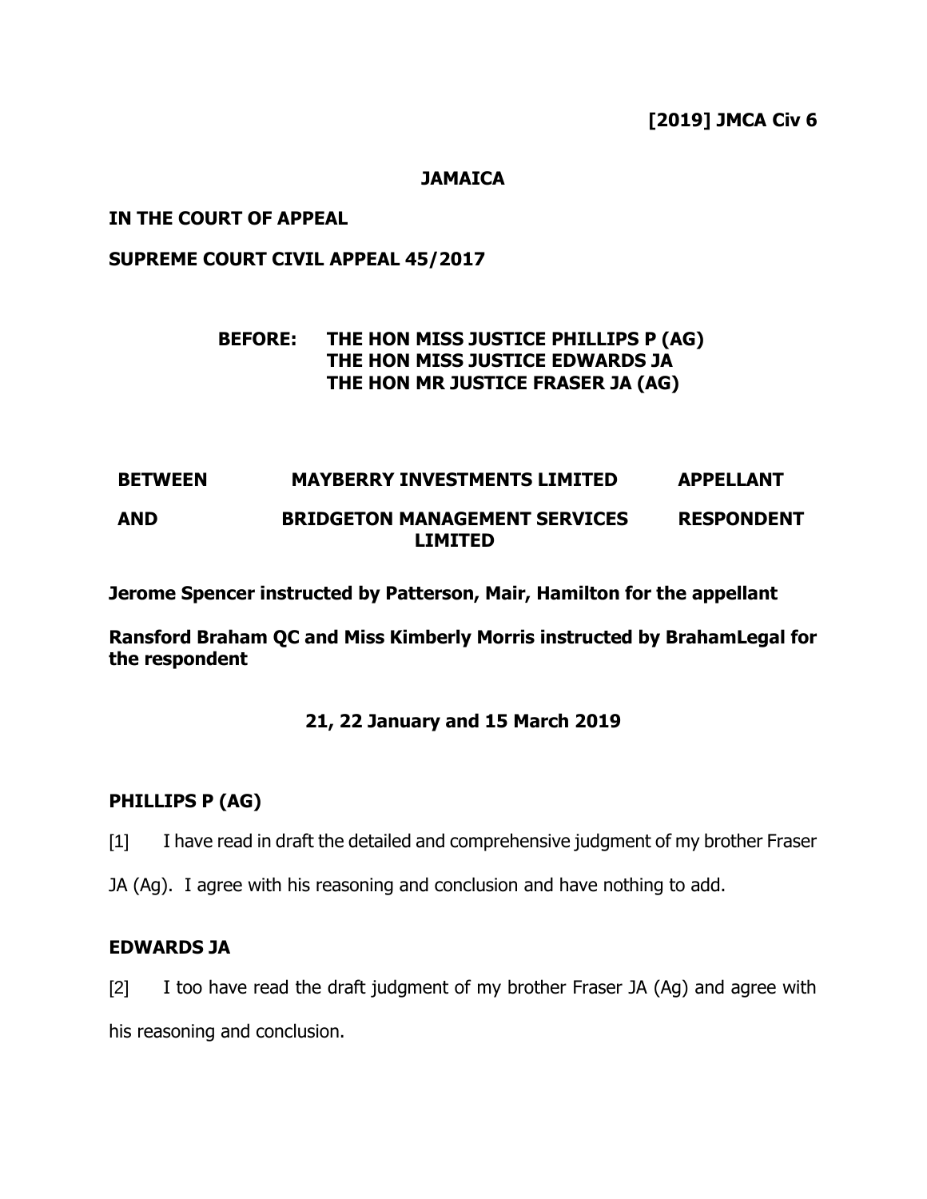**[2019] JMCA Civ 6**

**JAMAICA**

**IN THE COURT OF APPEAL**

**SUPREME COURT CIVIL APPEAL 45/2017**

**BEFORE: THE HON MISS JUSTICE PHILLIPS P (AG)**
**THE HON MISS JUSTICE EDWARDS JA**
**THE HON MR JUSTICE FRASER JA (AG)**

| | | |
|---|---|---|
| **BETWEEN** | **MAYBERRY INVESTMENTS LIMITED** | **APPELLANT** |
| **AND** | **BRIDGETON MANAGEMENT SERVICES LIMITED** | **RESPONDENT** |

**Jerome Spencer instructed by Patterson, Mair, Hamilton for the appellant**

**Ransford Braham QC and Miss Kimberly Morris instructed by BrahamLegal for the respondent**

**21, 22 January and 15 March 2019**

**PHILLIPS P (AG)**

[1] I have read in draft the detailed and comprehensive judgment of my brother Fraser JA (Ag). I agree with his reasoning and conclusion and have nothing to add.

**EDWARDS JA**

[2] I too have read the draft judgment of my brother Fraser JA (Ag) and agree with his reasoning and conclusion.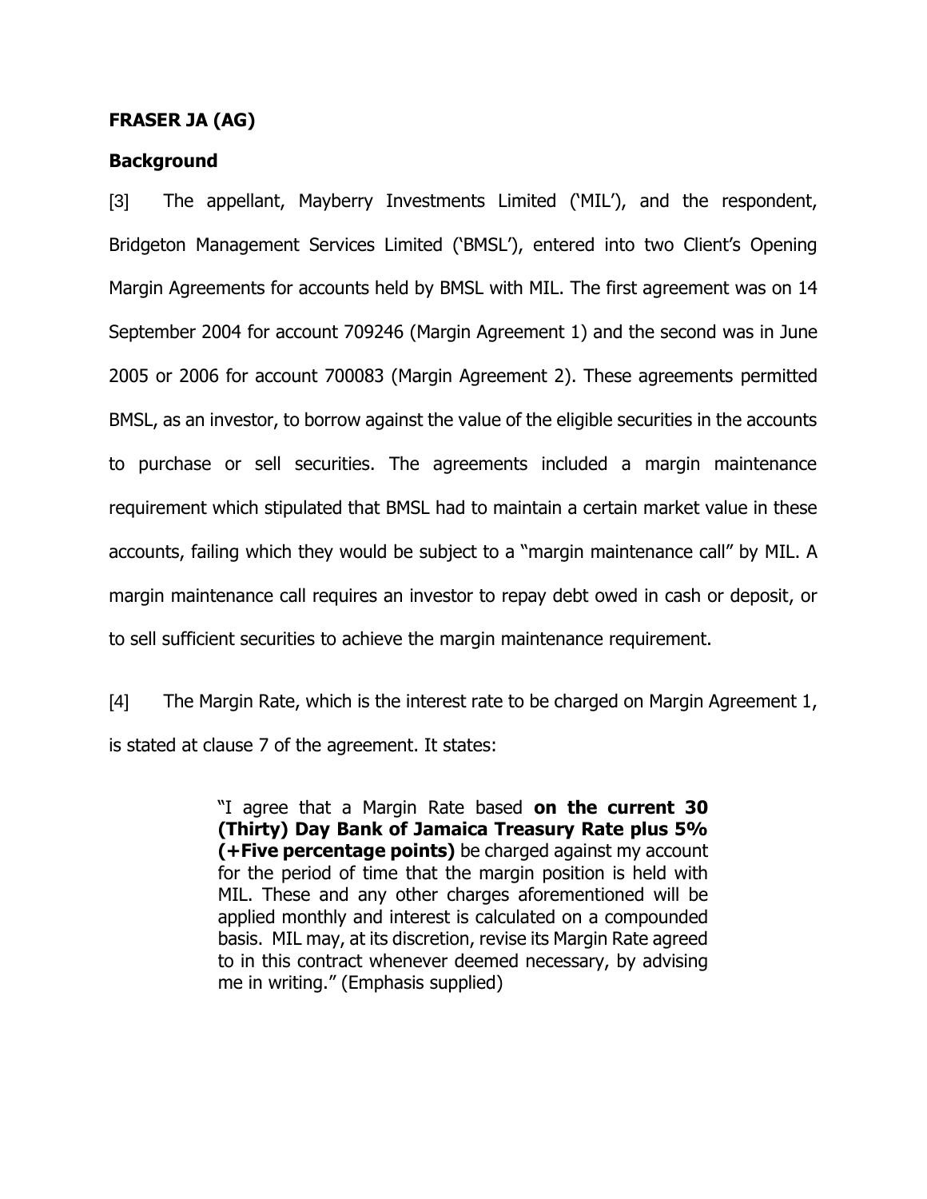**FRASER JA (AG)**

**Background**

[3] The appellant, Mayberry Investments Limited ('MIL'), and the respondent, Bridgeton Management Services Limited ('BMSL'), entered into two Client's Opening Margin Agreements for accounts held by BMSL with MIL. The first agreement was on 14 September 2004 for account 709246 (Margin Agreement 1) and the second was in June 2005 or 2006 for account 700083 (Margin Agreement 2). These agreements permitted BMSL, as an investor, to borrow against the value of the eligible securities in the accounts to purchase or sell securities. The agreements included a margin maintenance requirement which stipulated that BMSL had to maintain a certain market value in these accounts, failing which they would be subject to a "margin maintenance call" by MIL. A margin maintenance call requires an investor to repay debt owed in cash or deposit, or to sell sufficient securities to achieve the margin maintenance requirement.

[4] The Margin Rate, which is the interest rate to be charged on Margin Agreement 1, is stated at clause 7 of the agreement. It states:

> "I agree that a Margin Rate based **on the current 30 (Thirty) Day Bank of Jamaica Treasury Rate plus 5% (+Five percentage points)** be charged against my account for the period of time that the margin position is held with MIL. These and any other charges aforementioned will be applied monthly and interest is calculated on a compounded basis. MIL may, at its discretion, revise its Margin Rate agreed to in this contract whenever deemed necessary, by advising me in writing." (Emphasis supplied)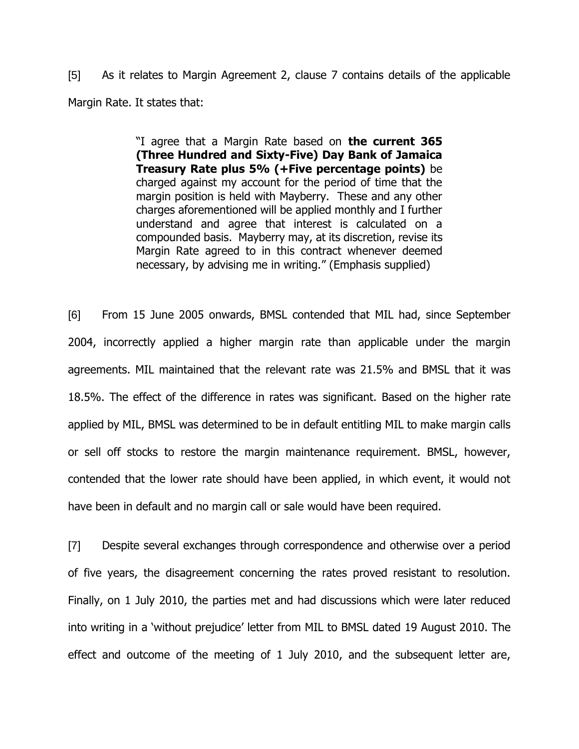[5] As it relates to Margin Agreement 2, clause 7 contains details of the applicable Margin Rate. It states that:

> "I agree that a Margin Rate based on **the current 365 (Three Hundred and Sixty-Five) Day Bank of Jamaica Treasury Rate plus 5% (+Five percentage points)** be charged against my account for the period of time that the margin position is held with Mayberry. These and any other charges aforementioned will be applied monthly and I further understand and agree that interest is calculated on a compounded basis. Mayberry may, at its discretion, revise its Margin Rate agreed to in this contract whenever deemed necessary, by advising me in writing." (Emphasis supplied)

[6] From 15 June 2005 onwards, BMSL contended that MIL had, since September 2004, incorrectly applied a higher margin rate than applicable under the margin agreements. MIL maintained that the relevant rate was 21.5% and BMSL that it was 18.5%. The effect of the difference in rates was significant. Based on the higher rate applied by MIL, BMSL was determined to be in default entitling MIL to make margin calls or sell off stocks to restore the margin maintenance requirement. BMSL, however, contended that the lower rate should have been applied, in which event, it would not have been in default and no margin call or sale would have been required.

[7] Despite several exchanges through correspondence and otherwise over a period of five years, the disagreement concerning the rates proved resistant to resolution. Finally, on 1 July 2010, the parties met and had discussions which were later reduced into writing in a 'without prejudice' letter from MIL to BMSL dated 19 August 2010. The effect and outcome of the meeting of 1 July 2010, and the subsequent letter are,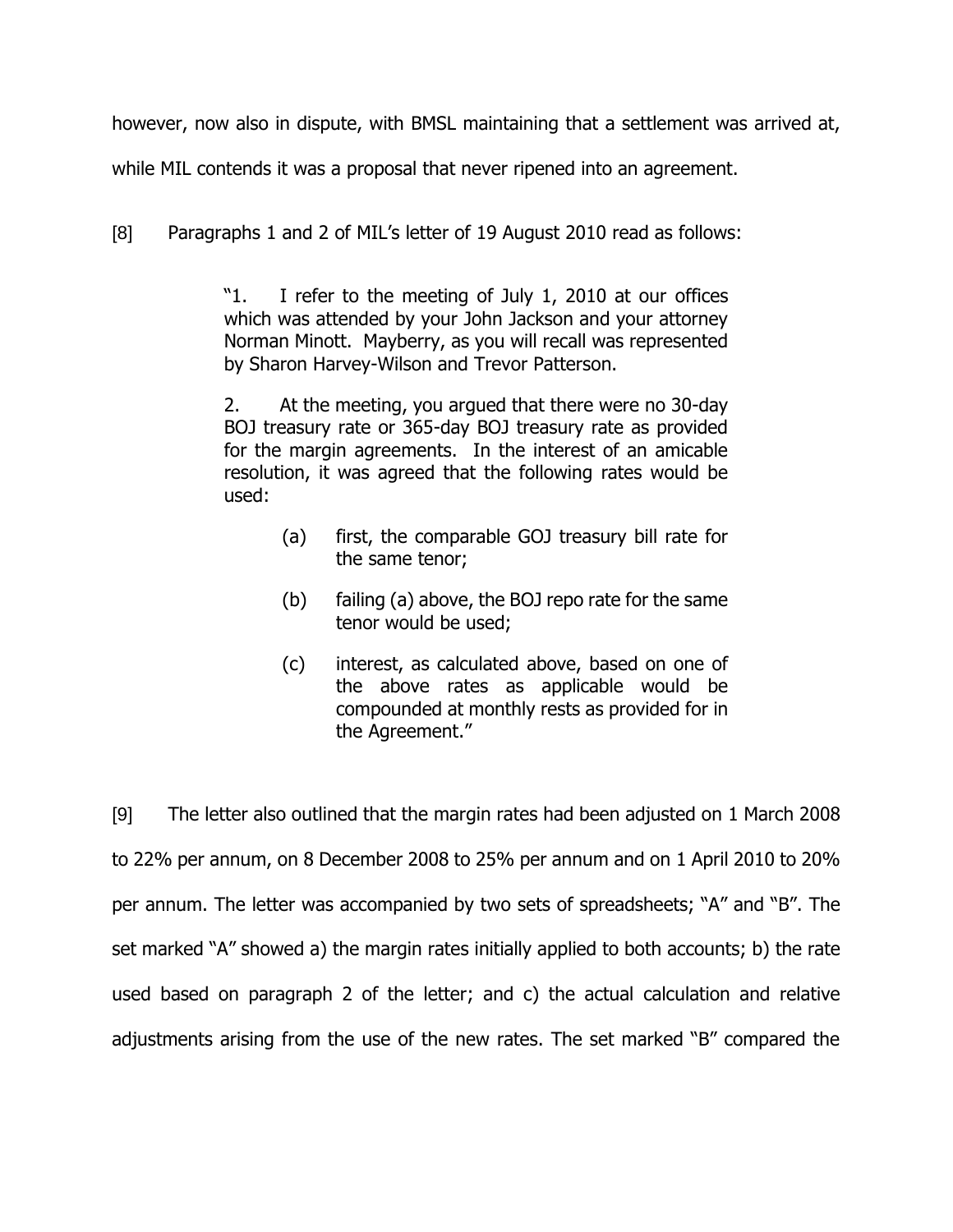however, now also in dispute, with BMSL maintaining that a settlement was arrived at, while MIL contends it was a proposal that never ripened into an agreement.

[8] Paragraphs 1 and 2 of MIL's letter of 19 August 2010 read as follows:

> "1. I refer to the meeting of July 1, 2010 at our offices which was attended by your John Jackson and your attorney Norman Minott. Mayberry, as you will recall was represented by Sharon Harvey-Wilson and Trevor Patterson.
>
> 2. At the meeting, you argued that there were no 30-day BOJ treasury rate or 365-day BOJ treasury rate as provided for the margin agreements. In the interest of an amicable resolution, it was agreed that the following rates would be used:
>
> > (a) first, the comparable GOJ treasury bill rate for the same tenor;
> >
> > (b) failing (a) above, the BOJ repo rate for the same tenor would be used;
> >
> > (c) interest, as calculated above, based on one of the above rates as applicable would be compounded at monthly rests as provided for in the Agreement."

[9] The letter also outlined that the margin rates had been adjusted on 1 March 2008 to 22% per annum, on 8 December 2008 to 25% per annum and on 1 April 2010 to 20% per annum. The letter was accompanied by two sets of spreadsheets; "A" and "B". The set marked "A" showed a) the margin rates initially applied to both accounts; b) the rate used based on paragraph 2 of the letter; and c) the actual calculation and relative adjustments arising from the use of the new rates. The set marked "B" compared the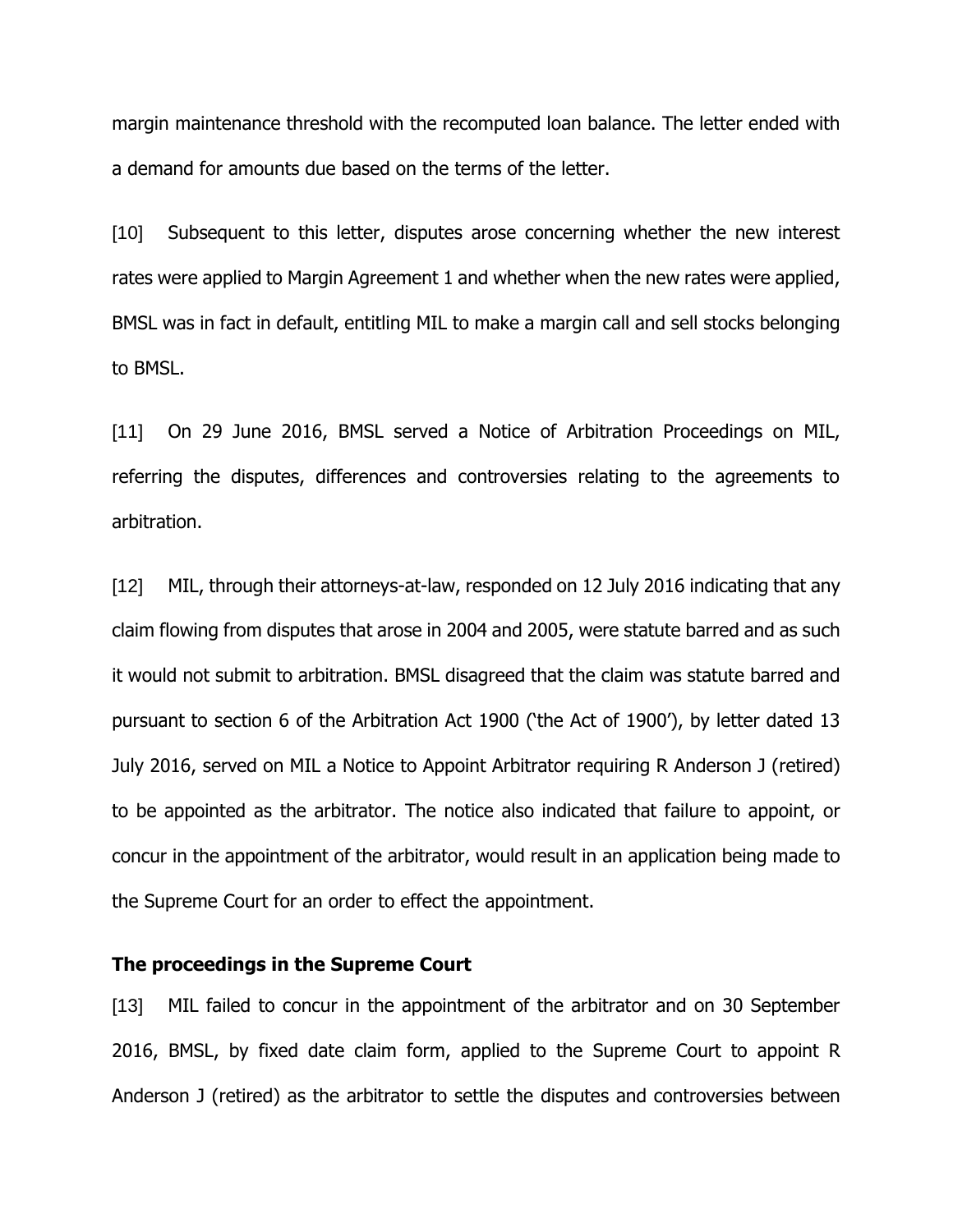margin maintenance threshold with the recomputed loan balance. The letter ended with a demand for amounts due based on the terms of the letter.

[10] Subsequent to this letter, disputes arose concerning whether the new interest rates were applied to Margin Agreement 1 and whether when the new rates were applied, BMSL was in fact in default, entitling MIL to make a margin call and sell stocks belonging to BMSL.

[11] On 29 June 2016, BMSL served a Notice of Arbitration Proceedings on MIL, referring the disputes, differences and controversies relating to the agreements to arbitration.

[12] MIL, through their attorneys-at-law, responded on 12 July 2016 indicating that any claim flowing from disputes that arose in 2004 and 2005, were statute barred and as such it would not submit to arbitration. BMSL disagreed that the claim was statute barred and pursuant to section 6 of the Arbitration Act 1900 ('the Act of 1900'), by letter dated 13 July 2016, served on MIL a Notice to Appoint Arbitrator requiring R Anderson J (retired) to be appointed as the arbitrator. The notice also indicated that failure to appoint, or concur in the appointment of the arbitrator, would result in an application being made to the Supreme Court for an order to effect the appointment.

### The proceedings in the Supreme Court

[13] MIL failed to concur in the appointment of the arbitrator and on 30 September 2016, BMSL, by fixed date claim form, applied to the Supreme Court to appoint R Anderson J (retired) as the arbitrator to settle the disputes and controversies between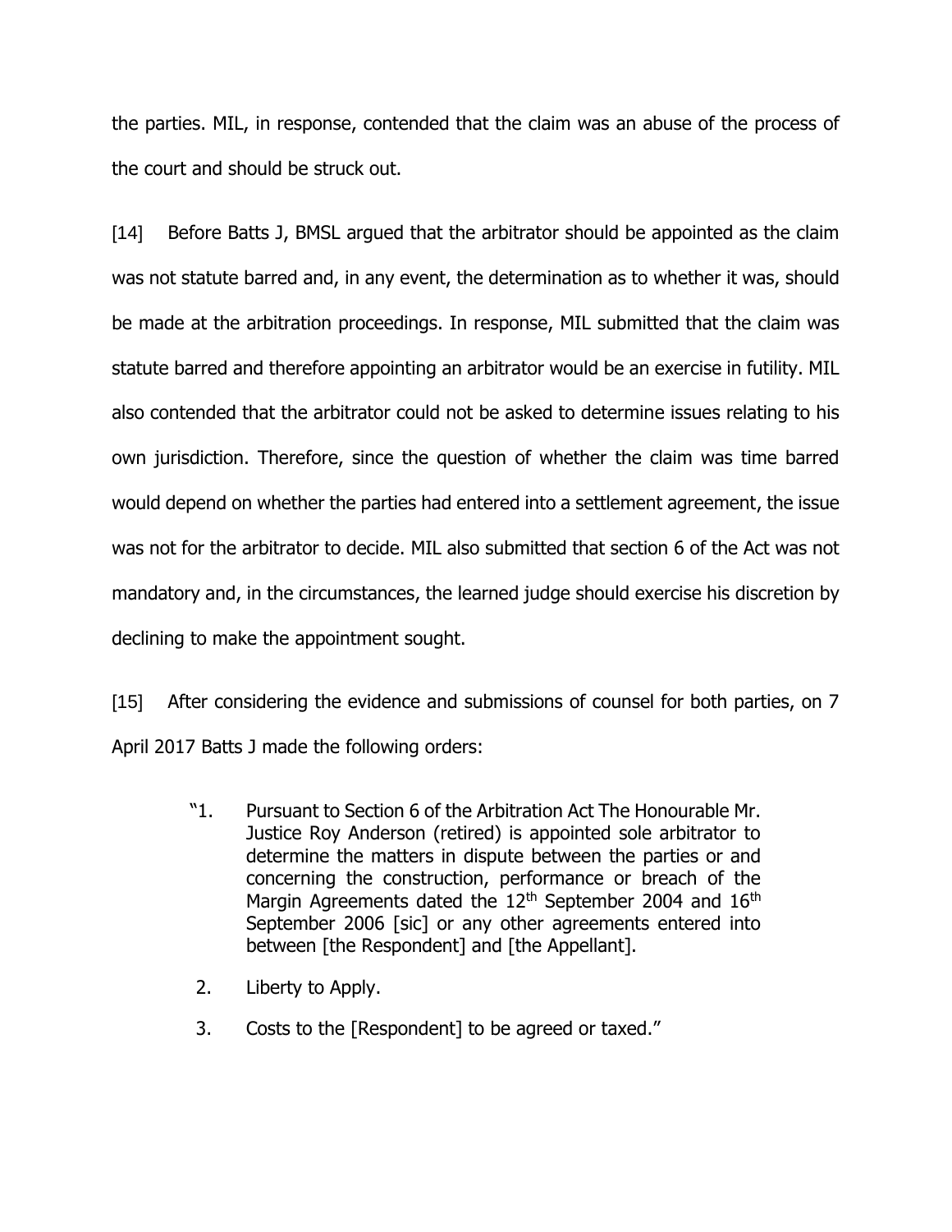the parties. MIL, in response, contended that the claim was an abuse of the process of the court and should be struck out.

[14] Before Batts J, BMSL argued that the arbitrator should be appointed as the claim was not statute barred and, in any event, the determination as to whether it was, should be made at the arbitration proceedings. In response, MIL submitted that the claim was statute barred and therefore appointing an arbitrator would be an exercise in futility. MIL also contended that the arbitrator could not be asked to determine issues relating to his own jurisdiction. Therefore, since the question of whether the claim was time barred would depend on whether the parties had entered into a settlement agreement, the issue was not for the arbitrator to decide. MIL also submitted that section 6 of the Act was not mandatory and, in the circumstances, the learned judge should exercise his discretion by declining to make the appointment sought.

[15] After considering the evidence and submissions of counsel for both parties, on 7 April 2017 Batts J made the following orders:

> "1. Pursuant to Section 6 of the Arbitration Act The Honourable Mr. Justice Roy Anderson (retired) is appointed sole arbitrator to determine the matters in dispute between the parties or and concerning the construction, performance or breach of the Margin Agreements dated the 12th September 2004 and 16th September 2006 [sic] or any other agreements entered into between [the Respondent] and [the Appellant].
>
> 2. Liberty to Apply.
>
> 3. Costs to the [Respondent] to be agreed or taxed."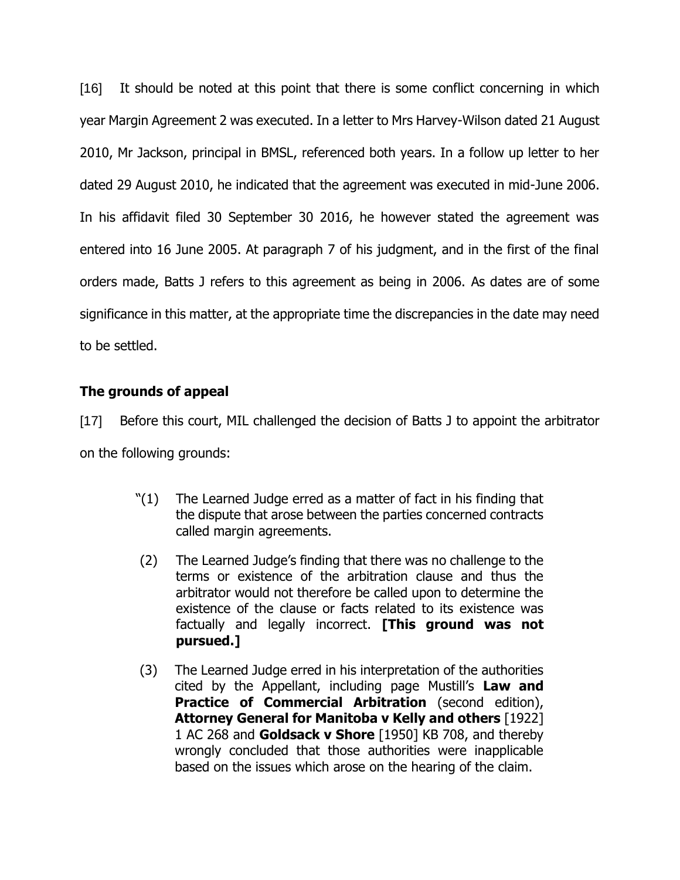[16] It should be noted at this point that there is some conflict concerning in which year Margin Agreement 2 was executed. In a letter to Mrs Harvey-Wilson dated 21 August 2010, Mr Jackson, principal in BMSL, referenced both years. In a follow up letter to her dated 29 August 2010, he indicated that the agreement was executed in mid-June 2006. In his affidavit filed 30 September 30 2016, he however stated the agreement was entered into 16 June 2005. At paragraph 7 of his judgment, and in the first of the final orders made, Batts J refers to this agreement as being in 2006. As dates are of some significance in this matter, at the appropriate time the discrepancies in the date may need to be settled.

## The grounds of appeal

[17] Before this court, MIL challenged the decision of Batts J to appoint the arbitrator on the following grounds:

> "(1) The Learned Judge erred as a matter of fact in his finding that the dispute that arose between the parties concerned contracts called margin agreements.
>
> (2) The Learned Judge's finding that there was no challenge to the terms or existence of the arbitration clause and thus the arbitrator would not therefore be called upon to determine the existence of the clause or facts related to its existence was factually and legally incorrect. **[This ground was not pursued.]**
>
> (3) The Learned Judge erred in his interpretation of the authorities cited by the Appellant, including page Mustill's **Law and Practice of Commercial Arbitration** (second edition), **Attorney General for Manitoba v Kelly and others** [1922] 1 AC 268 and **Goldsack v Shore** [1950] KB 708, and thereby wrongly concluded that those authorities were inapplicable based on the issues which arose on the hearing of the claim.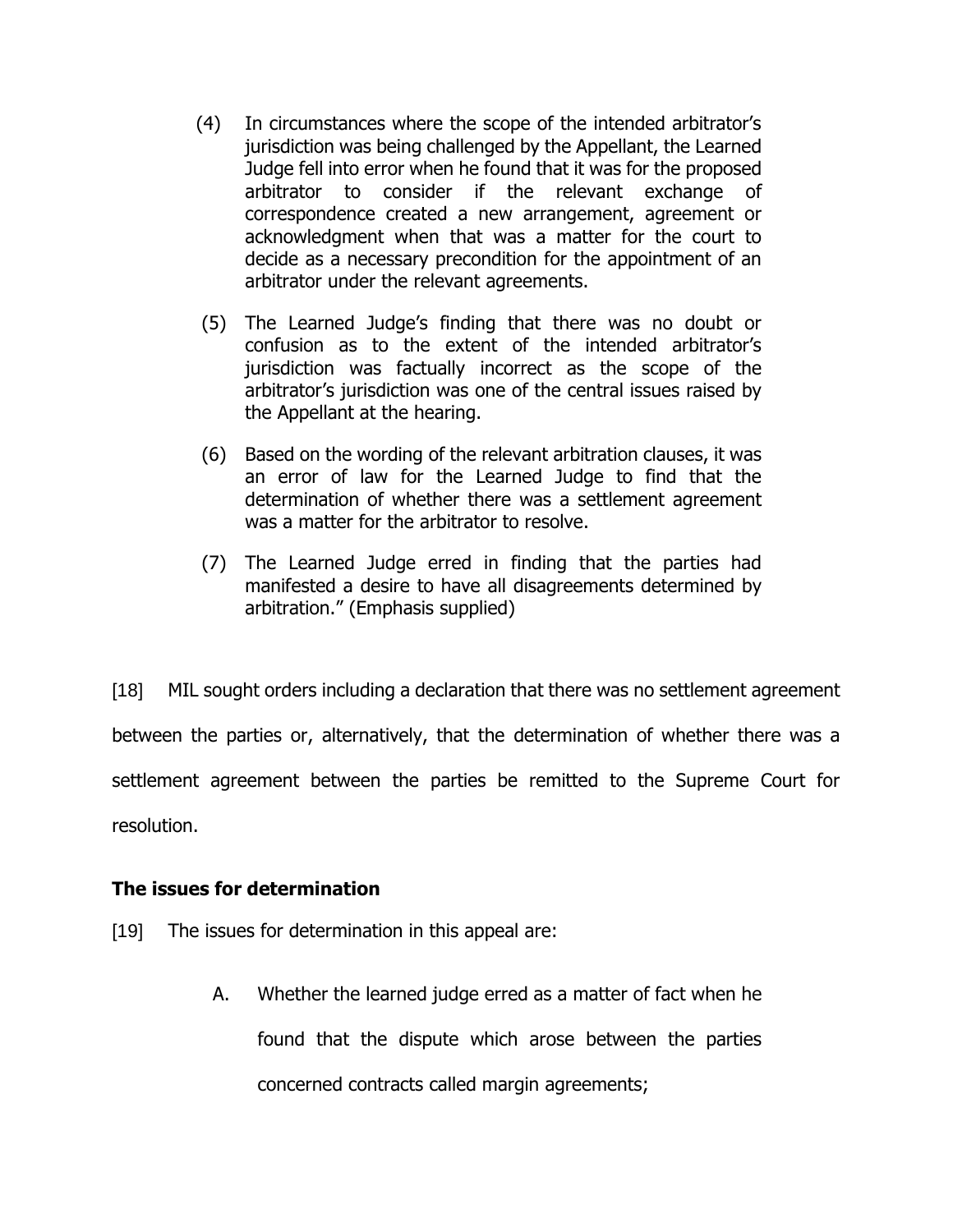(4) In circumstances where the scope of the intended arbitrator's jurisdiction was being challenged by the Appellant, the Learned Judge fell into error when he found that it was for the proposed arbitrator to consider if the relevant exchange of correspondence created a new arrangement, agreement or acknowledgment when that was a matter for the court to decide as a necessary precondition for the appointment of an arbitrator under the relevant agreements.

(5) The Learned Judge's finding that there was no doubt or confusion as to the extent of the intended arbitrator's jurisdiction was factually incorrect as the scope of the arbitrator's jurisdiction was one of the central issues raised by the Appellant at the hearing.

(6) Based on the wording of the relevant arbitration clauses, it was an error of law for the Learned Judge to find that the determination of whether there was a settlement agreement was a matter for the arbitrator to resolve.

(7) The Learned Judge erred in finding that the parties had manifested a desire to have all disagreements determined by arbitration." (Emphasis supplied)

[18] MIL sought orders including a declaration that there was no settlement agreement between the parties or, alternatively, that the determination of whether there was a settlement agreement between the parties be remitted to the Supreme Court for resolution.

**The issues for determination**

[19] The issues for determination in this appeal are:

A. Whether the learned judge erred as a matter of fact when he found that the dispute which arose between the parties concerned contracts called margin agreements;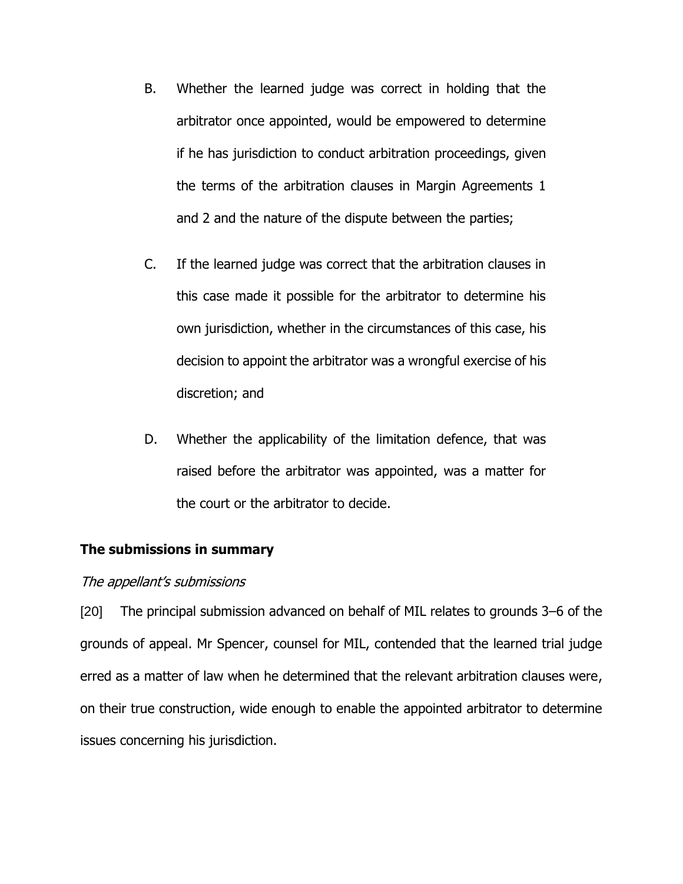B. Whether the learned judge was correct in holding that the arbitrator once appointed, would be empowered to determine if he has jurisdiction to conduct arbitration proceedings, given the terms of the arbitration clauses in Margin Agreements 1 and 2 and the nature of the dispute between the parties;

C. If the learned judge was correct that the arbitration clauses in this case made it possible for the arbitrator to determine his own jurisdiction, whether in the circumstances of this case, his decision to appoint the arbitrator was a wrongful exercise of his discretion; and

D. Whether the applicability of the limitation defence, that was raised before the arbitrator was appointed, was a matter for the court or the arbitrator to decide.

**The submissions in summary**

*The appellant's submissions*

[20] The principal submission advanced on behalf of MIL relates to grounds 3–6 of the grounds of appeal. Mr Spencer, counsel for MIL, contended that the learned trial judge erred as a matter of law when he determined that the relevant arbitration clauses were, on their true construction, wide enough to enable the appointed arbitrator to determine issues concerning his jurisdiction.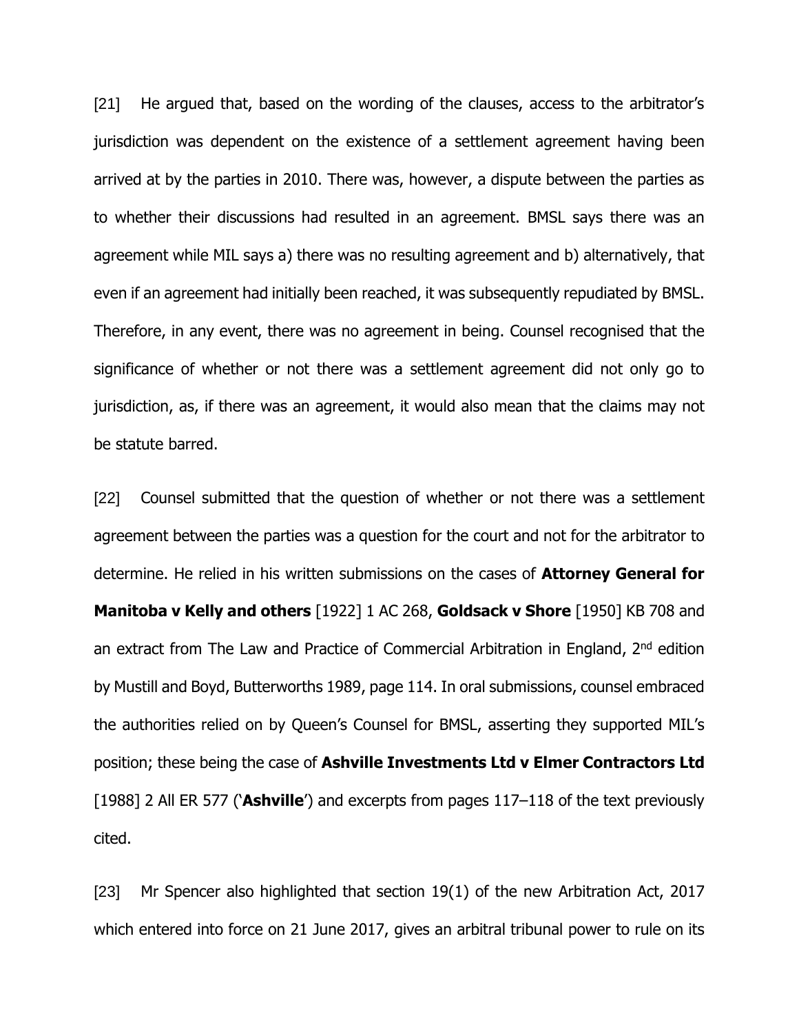[21] He argued that, based on the wording of the clauses, access to the arbitrator's jurisdiction was dependent on the existence of a settlement agreement having been arrived at by the parties in 2010. There was, however, a dispute between the parties as to whether their discussions had resulted in an agreement. BMSL says there was an agreement while MIL says a) there was no resulting agreement and b) alternatively, that even if an agreement had initially been reached, it was subsequently repudiated by BMSL. Therefore, in any event, there was no agreement in being. Counsel recognised that the significance of whether or not there was a settlement agreement did not only go to jurisdiction, as, if there was an agreement, it would also mean that the claims may not be statute barred.

[22] Counsel submitted that the question of whether or not there was a settlement agreement between the parties was a question for the court and not for the arbitrator to determine. He relied in his written submissions on the cases of **Attorney General for Manitoba v Kelly and others** [1922] 1 AC 268, **Goldsack v Shore** [1950] KB 708 and an extract from The Law and Practice of Commercial Arbitration in England, 2nd edition by Mustill and Boyd, Butterworths 1989, page 114. In oral submissions, counsel embraced the authorities relied on by Queen's Counsel for BMSL, asserting they supported MIL's position; these being the case of **Ashville Investments Ltd v Elmer Contractors Ltd** [1988] 2 All ER 577 ('**Ashville**') and excerpts from pages 117–118 of the text previously cited.

[23] Mr Spencer also highlighted that section 19(1) of the new Arbitration Act, 2017 which entered into force on 21 June 2017, gives an arbitral tribunal power to rule on its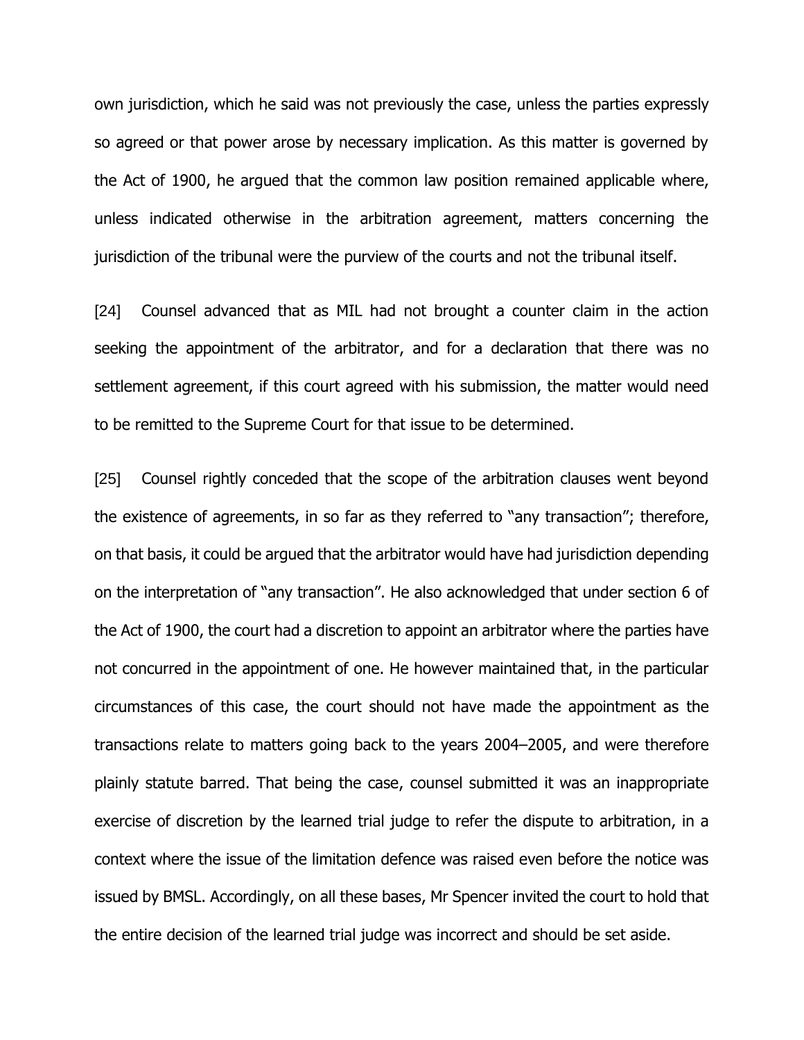own jurisdiction, which he said was not previously the case, unless the parties expressly so agreed or that power arose by necessary implication. As this matter is governed by the Act of 1900, he argued that the common law position remained applicable where, unless indicated otherwise in the arbitration agreement, matters concerning the jurisdiction of the tribunal were the purview of the courts and not the tribunal itself.

[24] Counsel advanced that as MIL had not brought a counter claim in the action seeking the appointment of the arbitrator, and for a declaration that there was no settlement agreement, if this court agreed with his submission, the matter would need to be remitted to the Supreme Court for that issue to be determined.

[25] Counsel rightly conceded that the scope of the arbitration clauses went beyond the existence of agreements, in so far as they referred to "any transaction"; therefore, on that basis, it could be argued that the arbitrator would have had jurisdiction depending on the interpretation of "any transaction". He also acknowledged that under section 6 of the Act of 1900, the court had a discretion to appoint an arbitrator where the parties have not concurred in the appointment of one. He however maintained that, in the particular circumstances of this case, the court should not have made the appointment as the transactions relate to matters going back to the years 2004–2005, and were therefore plainly statute barred. That being the case, counsel submitted it was an inappropriate exercise of discretion by the learned trial judge to refer the dispute to arbitration, in a context where the issue of the limitation defence was raised even before the notice was issued by BMSL. Accordingly, on all these bases, Mr Spencer invited the court to hold that the entire decision of the learned trial judge was incorrect and should be set aside.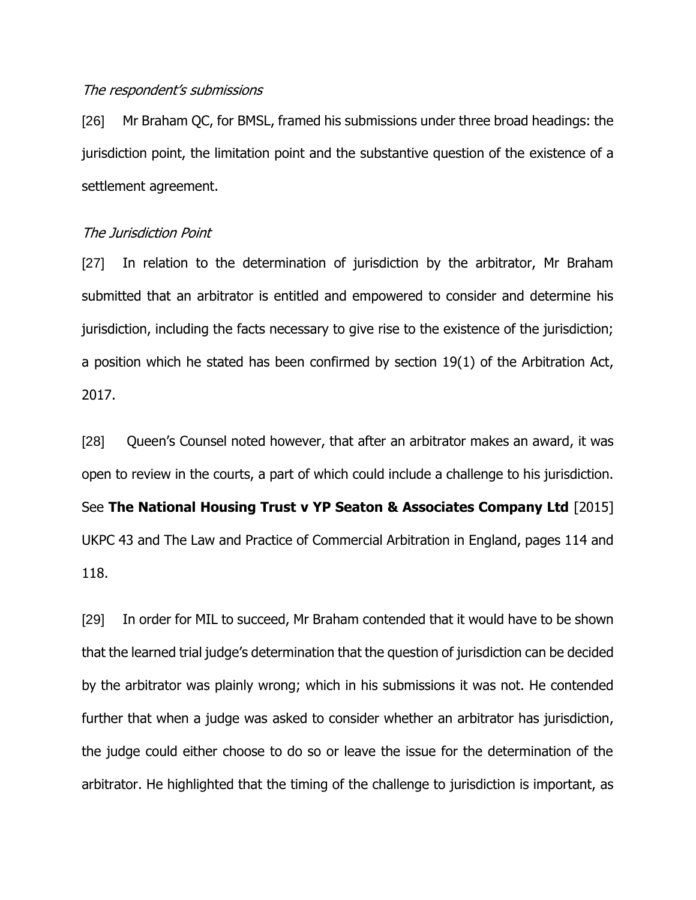*The respondent's submissions*

[26] Mr Braham QC, for BMSL, framed his submissions under three broad headings: the jurisdiction point, the limitation point and the substantive question of the existence of a settlement agreement.

*The Jurisdiction Point*

[27] In relation to the determination of jurisdiction by the arbitrator, Mr Braham submitted that an arbitrator is entitled and empowered to consider and determine his jurisdiction, including the facts necessary to give rise to the existence of the jurisdiction; a position which he stated has been confirmed by section 19(1) of the Arbitration Act, 2017.

[28] Queen's Counsel noted however, that after an arbitrator makes an award, it was open to review in the courts, a part of which could include a challenge to his jurisdiction. See **The National Housing Trust v YP Seaton & Associates Company Ltd** [2015] UKPC 43 and The Law and Practice of Commercial Arbitration in England, pages 114 and 118.

[29] In order for MIL to succeed, Mr Braham contended that it would have to be shown that the learned trial judge's determination that the question of jurisdiction can be decided by the arbitrator was plainly wrong; which in his submissions it was not. He contended further that when a judge was asked to consider whether an arbitrator has jurisdiction, the judge could either choose to do so or leave the issue for the determination of the arbitrator. He highlighted that the timing of the challenge to jurisdiction is important, as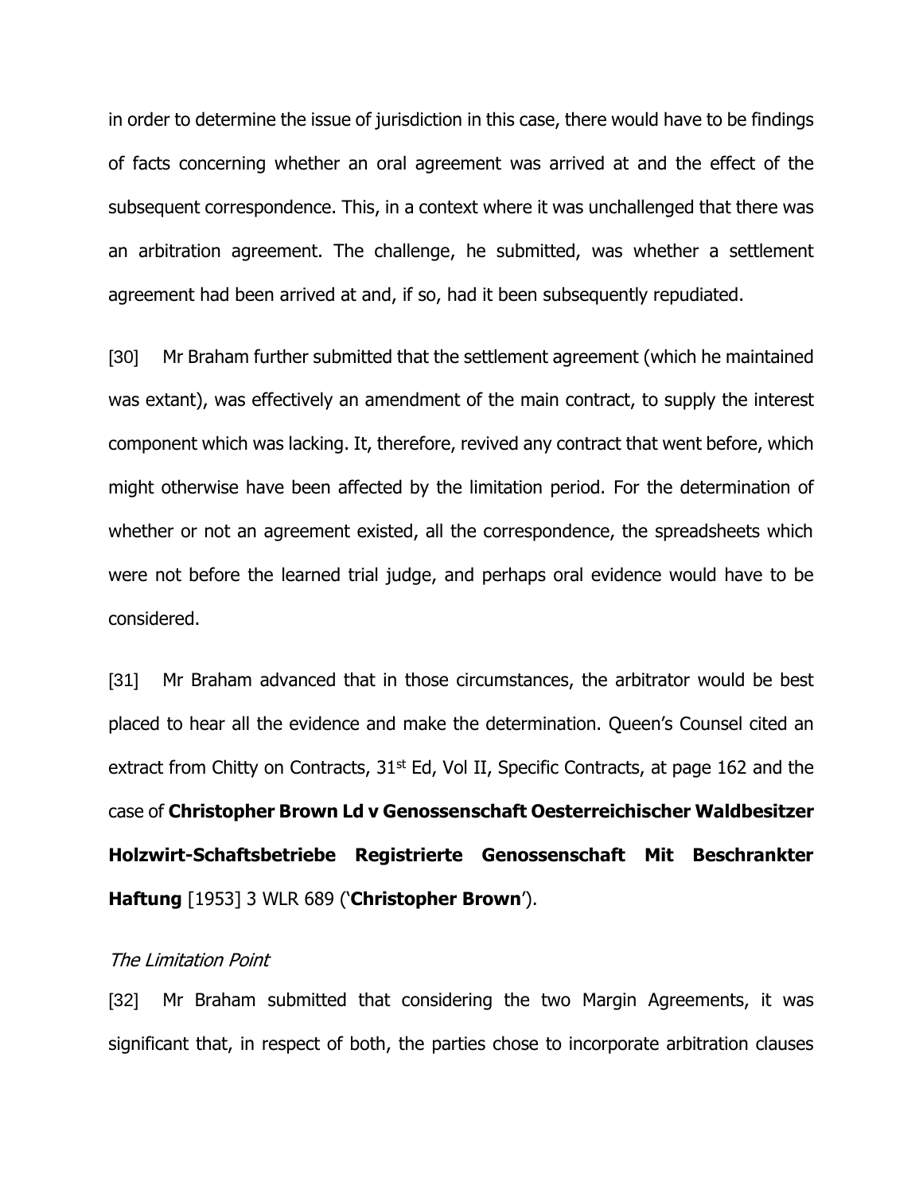in order to determine the issue of jurisdiction in this case, there would have to be findings of facts concerning whether an oral agreement was arrived at and the effect of the subsequent correspondence. This, in a context where it was unchallenged that there was an arbitration agreement. The challenge, he submitted, was whether a settlement agreement had been arrived at and, if so, had it been subsequently repudiated.

[30] Mr Braham further submitted that the settlement agreement (which he maintained was extant), was effectively an amendment of the main contract, to supply the interest component which was lacking. It, therefore, revived any contract that went before, which might otherwise have been affected by the limitation period. For the determination of whether or not an agreement existed, all the correspondence, the spreadsheets which were not before the learned trial judge, and perhaps oral evidence would have to be considered.

[31] Mr Braham advanced that in those circumstances, the arbitrator would be best placed to hear all the evidence and make the determination. Queen's Counsel cited an extract from Chitty on Contracts, 31st Ed, Vol II, Specific Contracts, at page 162 and the case of **Christopher Brown Ld v Genossenschaft Oesterreichischer Waldbesitzer Holzwirt-Schaftsbetriebe Registrierte Genossenschaft Mit Beschrankter Haftung** [1953] 3 WLR 689 ('**Christopher Brown**').

*The Limitation Point*

[32] Mr Braham submitted that considering the two Margin Agreements, it was significant that, in respect of both, the parties chose to incorporate arbitration clauses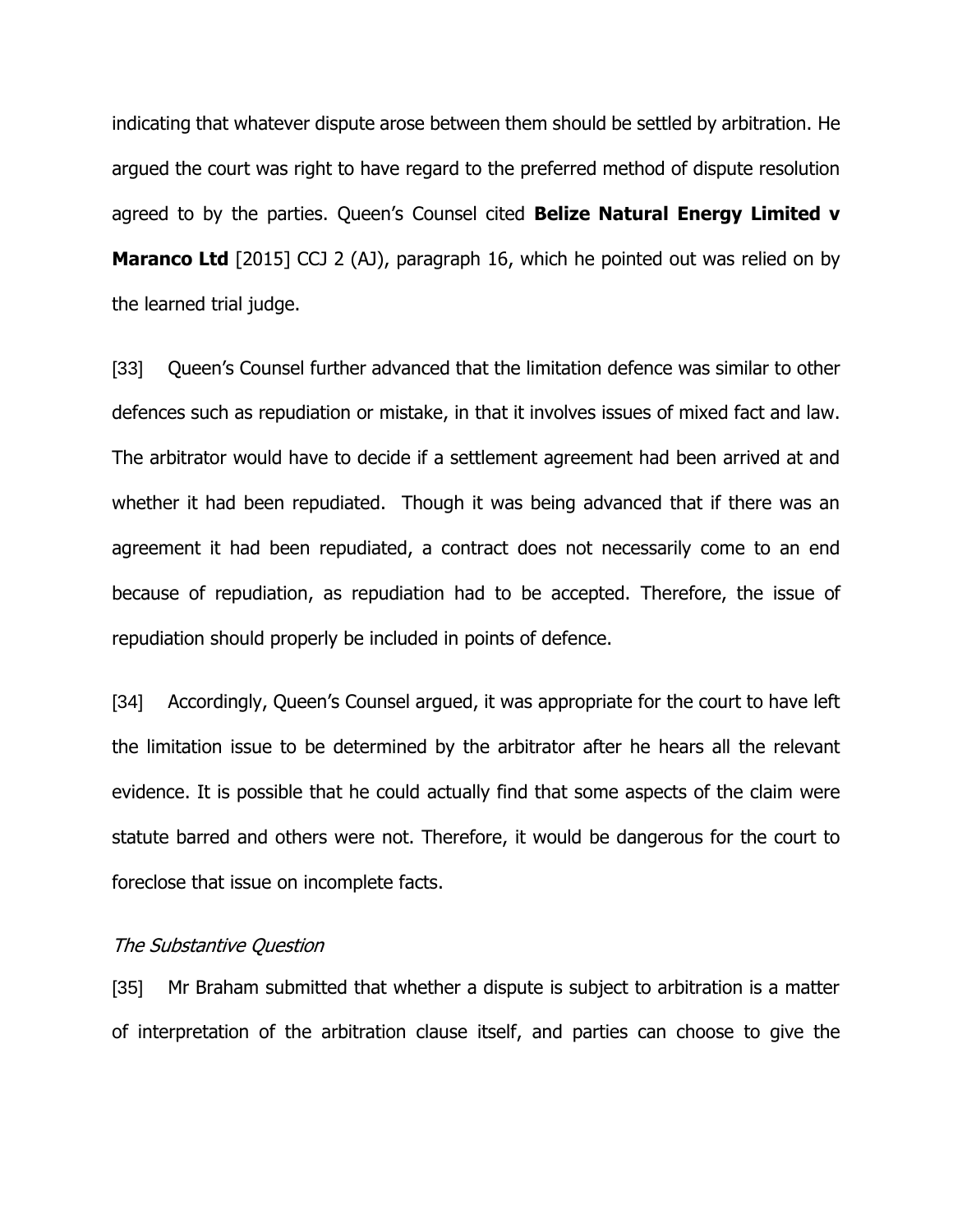indicating that whatever dispute arose between them should be settled by arbitration. He argued the court was right to have regard to the preferred method of dispute resolution agreed to by the parties. Queen's Counsel cited **Belize Natural Energy Limited v Maranco Ltd** [2015] CCJ 2 (AJ), paragraph 16, which he pointed out was relied on by the learned trial judge.

[33] Queen's Counsel further advanced that the limitation defence was similar to other defences such as repudiation or mistake, in that it involves issues of mixed fact and law. The arbitrator would have to decide if a settlement agreement had been arrived at and whether it had been repudiated. Though it was being advanced that if there was an agreement it had been repudiated, a contract does not necessarily come to an end because of repudiation, as repudiation had to be accepted. Therefore, the issue of repudiation should properly be included in points of defence.

[34] Accordingly, Queen's Counsel argued, it was appropriate for the court to have left the limitation issue to be determined by the arbitrator after he hears all the relevant evidence. It is possible that he could actually find that some aspects of the claim were statute barred and others were not. Therefore, it would be dangerous for the court to foreclose that issue on incomplete facts.

*The Substantive Question*

[35] Mr Braham submitted that whether a dispute is subject to arbitration is a matter of interpretation of the arbitration clause itself, and parties can choose to give the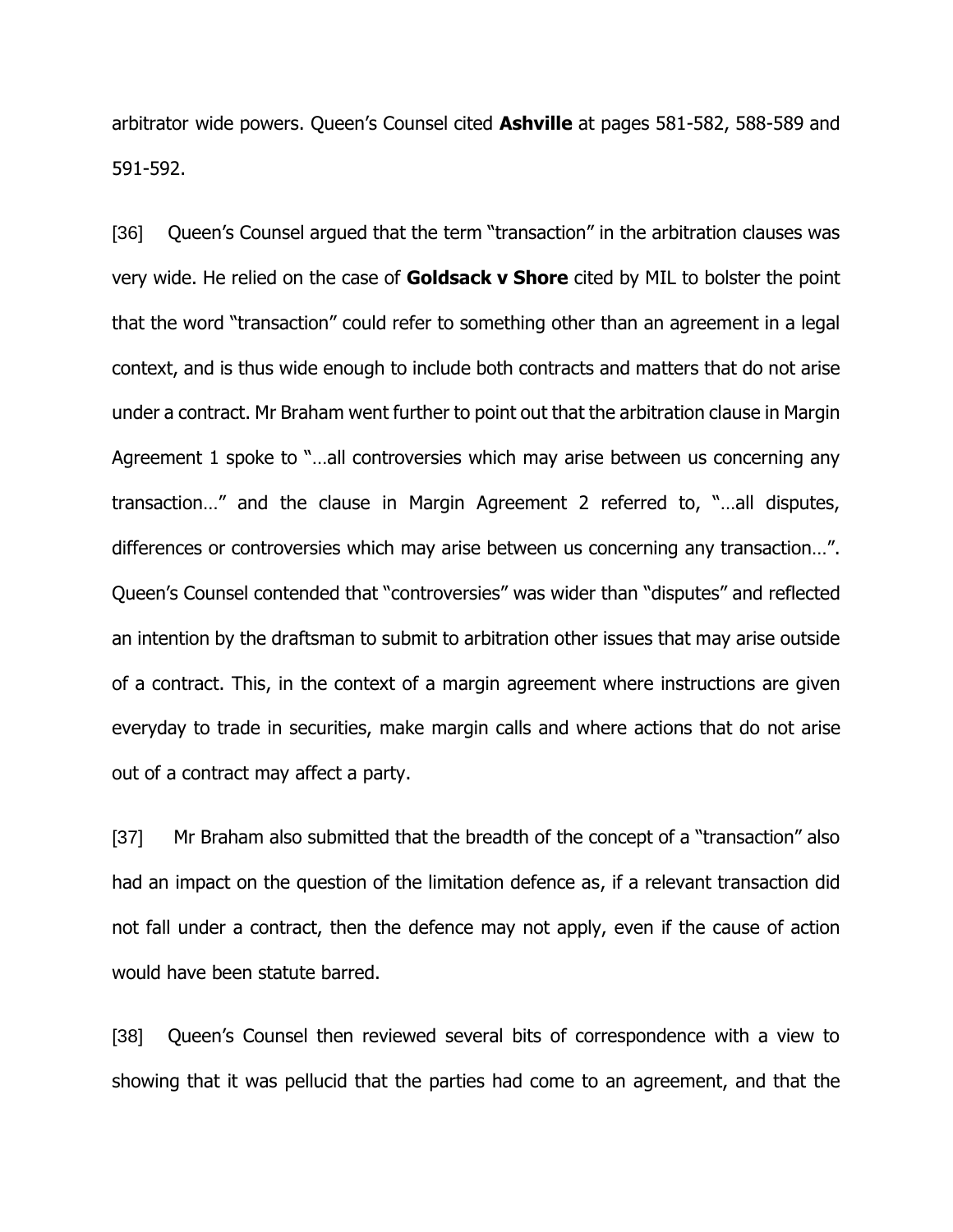arbitrator wide powers. Queen's Counsel cited **Ashville** at pages 581-582, 588-589 and 591-592.

[36] Queen's Counsel argued that the term "transaction" in the arbitration clauses was very wide. He relied on the case of **Goldsack v Shore** cited by MIL to bolster the point that the word "transaction" could refer to something other than an agreement in a legal context, and is thus wide enough to include both contracts and matters that do not arise under a contract. Mr Braham went further to point out that the arbitration clause in Margin Agreement 1 spoke to "…all controversies which may arise between us concerning any transaction…" and the clause in Margin Agreement 2 referred to, "…all disputes, differences or controversies which may arise between us concerning any transaction…". Queen's Counsel contended that "controversies" was wider than "disputes" and reflected an intention by the draftsman to submit to arbitration other issues that may arise outside of a contract. This, in the context of a margin agreement where instructions are given everyday to trade in securities, make margin calls and where actions that do not arise out of a contract may affect a party.

[37] Mr Braham also submitted that the breadth of the concept of a "transaction" also had an impact on the question of the limitation defence as, if a relevant transaction did not fall under a contract, then the defence may not apply, even if the cause of action would have been statute barred.

[38] Queen's Counsel then reviewed several bits of correspondence with a view to showing that it was pellucid that the parties had come to an agreement, and that the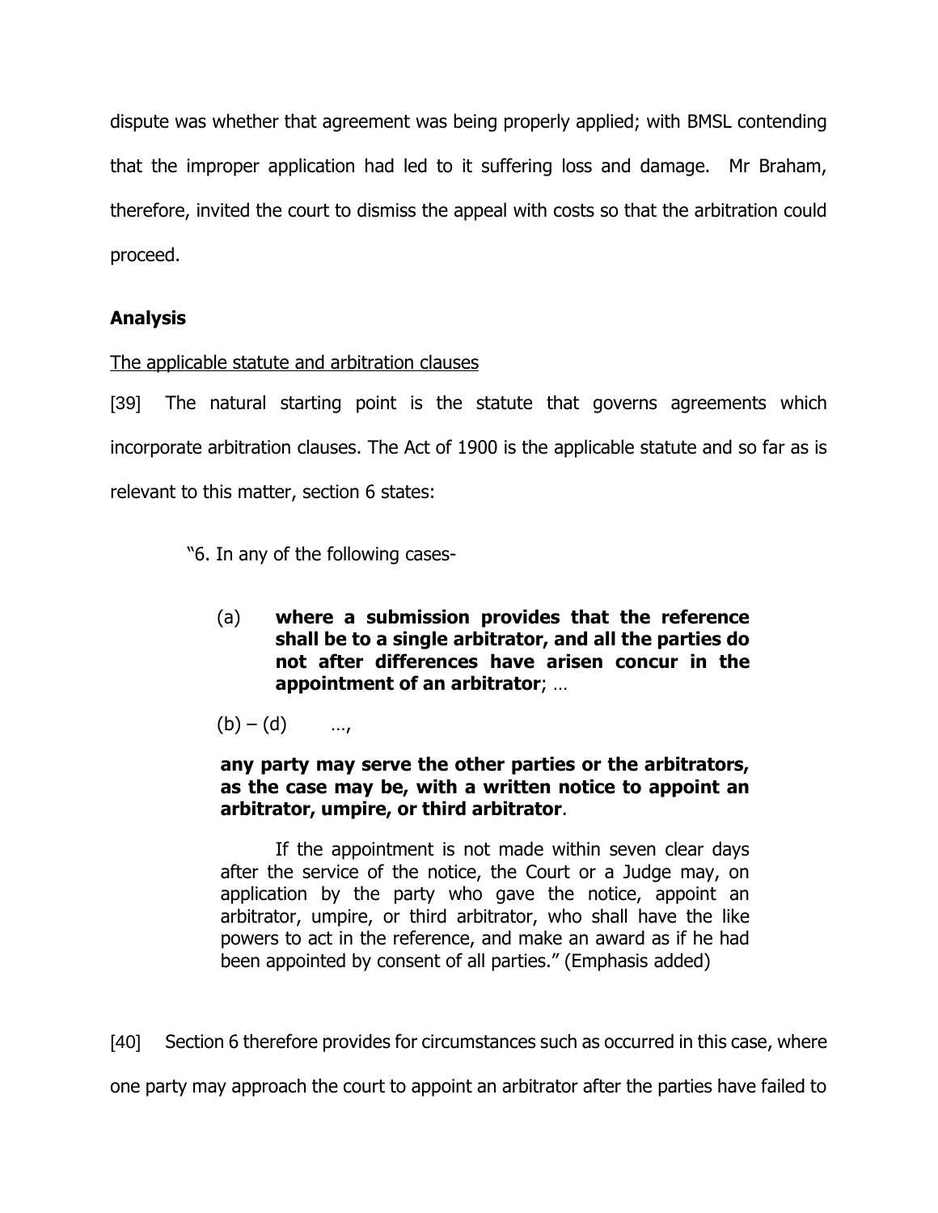dispute was whether that agreement was being properly applied; with BMSL contending that the improper application had led to it suffering loss and damage. Mr Braham, therefore, invited the court to dismiss the appeal with costs so that the arbitration could proceed.

## Analysis

The applicable statute and arbitration clauses

[39] The natural starting point is the statute that governs agreements which incorporate arbitration clauses. The Act of 1900 is the applicable statute and so far as is relevant to this matter, section 6 states:

> "6. In any of the following cases-
>
> (a) **where a submission provides that the reference shall be to a single arbitrator, and all the parties do not after differences have arisen concur in the appointment of an arbitrator**; …
>
> (b) – (d) …,
>
> **any party may serve the other parties or the arbitrators, as the case may be, with a written notice to appoint an arbitrator, umpire, or third arbitrator**.
>
> If the appointment is not made within seven clear days after the service of the notice, the Court or a Judge may, on application by the party who gave the notice, appoint an arbitrator, umpire, or third arbitrator, who shall have the like powers to act in the reference, and make an award as if he had been appointed by consent of all parties." (Emphasis added)

[40] Section 6 therefore provides for circumstances such as occurred in this case, where one party may approach the court to appoint an arbitrator after the parties have failed to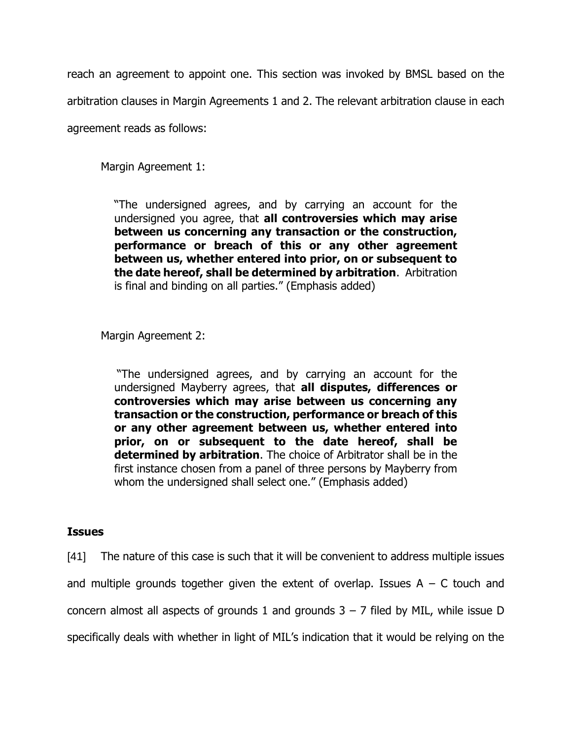reach an agreement to appoint one. This section was invoked by BMSL based on the arbitration clauses in Margin Agreements 1 and 2. The relevant arbitration clause in each agreement reads as follows:

Margin Agreement 1:

> "The undersigned agrees, and by carrying an account for the undersigned you agree, that **all controversies which may arise between us concerning any transaction or the construction, performance or breach of this or any other agreement between us, whether entered into prior, on or subsequent to the date hereof, shall be determined by arbitration**. Arbitration is final and binding on all parties." (Emphasis added)

Margin Agreement 2:

> "The undersigned agrees, and by carrying an account for the undersigned Mayberry agrees, that **all disputes, differences or controversies which may arise between us concerning any transaction or the construction, performance or breach of this or any other agreement between us, whether entered into prior, on or subsequent to the date hereof, shall be determined by arbitration**. The choice of Arbitrator shall be in the first instance chosen from a panel of three persons by Mayberry from whom the undersigned shall select one." (Emphasis added)

### Issues

[41] The nature of this case is such that it will be convenient to address multiple issues and multiple grounds together given the extent of overlap. Issues A – C touch and concern almost all aspects of grounds 1 and grounds 3 – 7 filed by MIL, while issue D specifically deals with whether in light of MIL's indication that it would be relying on the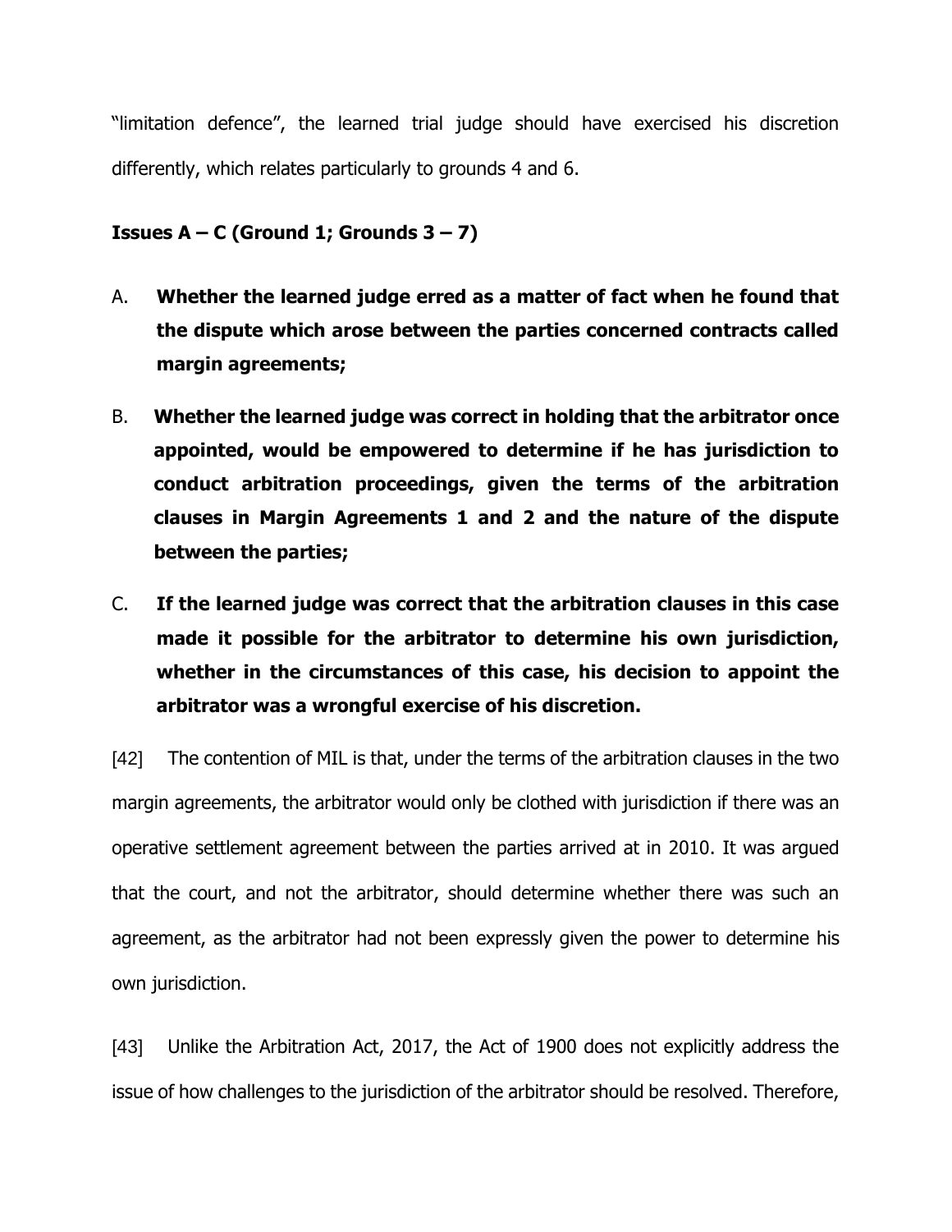"limitation defence", the learned trial judge should have exercised his discretion differently, which relates particularly to grounds 4 and 6.

**Issues A – C (Ground 1; Grounds 3 – 7)**

A. **Whether the learned judge erred as a matter of fact when he found that the dispute which arose between the parties concerned contracts called margin agreements;**

B. **Whether the learned judge was correct in holding that the arbitrator once appointed, would be empowered to determine if he has jurisdiction to conduct arbitration proceedings, given the terms of the arbitration clauses in Margin Agreements 1 and 2 and the nature of the dispute between the parties;**

C. **If the learned judge was correct that the arbitration clauses in this case made it possible for the arbitrator to determine his own jurisdiction, whether in the circumstances of this case, his decision to appoint the arbitrator was a wrongful exercise of his discretion.**

[42] The contention of MIL is that, under the terms of the arbitration clauses in the two margin agreements, the arbitrator would only be clothed with jurisdiction if there was an operative settlement agreement between the parties arrived at in 2010. It was argued that the court, and not the arbitrator, should determine whether there was such an agreement, as the arbitrator had not been expressly given the power to determine his own jurisdiction.

[43] Unlike the Arbitration Act, 2017, the Act of 1900 does not explicitly address the issue of how challenges to the jurisdiction of the arbitrator should be resolved. Therefore,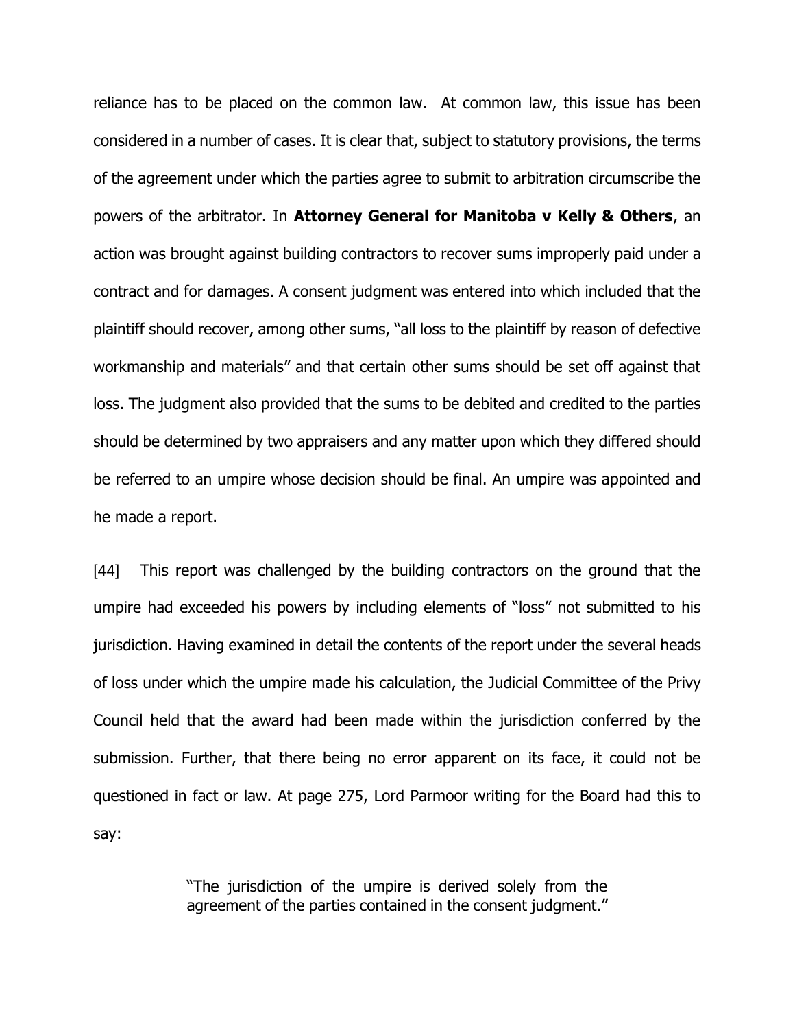reliance has to be placed on the common law. At common law, this issue has been considered in a number of cases. It is clear that, subject to statutory provisions, the terms of the agreement under which the parties agree to submit to arbitration circumscribe the powers of the arbitrator. In **Attorney General for Manitoba v Kelly & Others**, an action was brought against building contractors to recover sums improperly paid under a contract and for damages. A consent judgment was entered into which included that the plaintiff should recover, among other sums, "all loss to the plaintiff by reason of defective workmanship and materials" and that certain other sums should be set off against that loss. The judgment also provided that the sums to be debited and credited to the parties should be determined by two appraisers and any matter upon which they differed should be referred to an umpire whose decision should be final. An umpire was appointed and he made a report.

[44] This report was challenged by the building contractors on the ground that the umpire had exceeded his powers by including elements of "loss" not submitted to his jurisdiction. Having examined in detail the contents of the report under the several heads of loss under which the umpire made his calculation, the Judicial Committee of the Privy Council held that the award had been made within the jurisdiction conferred by the submission. Further, that there being no error apparent on its face, it could not be questioned in fact or law. At page 275, Lord Parmoor writing for the Board had this to say:

> "The jurisdiction of the umpire is derived solely from the agreement of the parties contained in the consent judgment."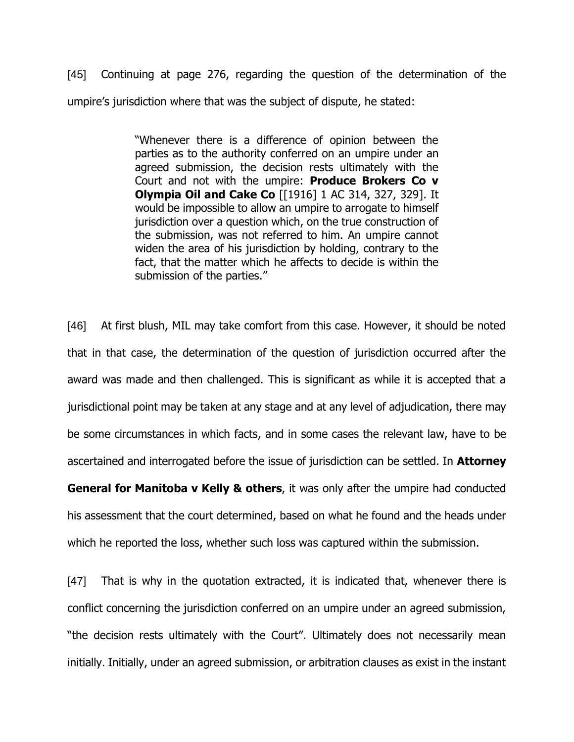[45] Continuing at page 276, regarding the question of the determination of the umpire's jurisdiction where that was the subject of dispute, he stated:

> "Whenever there is a difference of opinion between the parties as to the authority conferred on an umpire under an agreed submission, the decision rests ultimately with the Court and not with the umpire: **Produce Brokers Co v Olympia Oil and Cake Co** [[1916] 1 AC 314, 327, 329]. It would be impossible to allow an umpire to arrogate to himself jurisdiction over a question which, on the true construction of the submission, was not referred to him. An umpire cannot widen the area of his jurisdiction by holding, contrary to the fact, that the matter which he affects to decide is within the submission of the parties."

[46] At first blush, MIL may take comfort from this case. However, it should be noted that in that case, the determination of the question of jurisdiction occurred after the award was made and then challenged. This is significant as while it is accepted that a jurisdictional point may be taken at any stage and at any level of adjudication, there may be some circumstances in which facts, and in some cases the relevant law, have to be ascertained and interrogated before the issue of jurisdiction can be settled. In **Attorney General for Manitoba v Kelly & others**, it was only after the umpire had conducted his assessment that the court determined, based on what he found and the heads under which he reported the loss, whether such loss was captured within the submission.

[47] That is why in the quotation extracted, it is indicated that, whenever there is conflict concerning the jurisdiction conferred on an umpire under an agreed submission, "the decision rests ultimately with the Court". Ultimately does not necessarily mean initially. Initially, under an agreed submission, or arbitration clauses as exist in the instant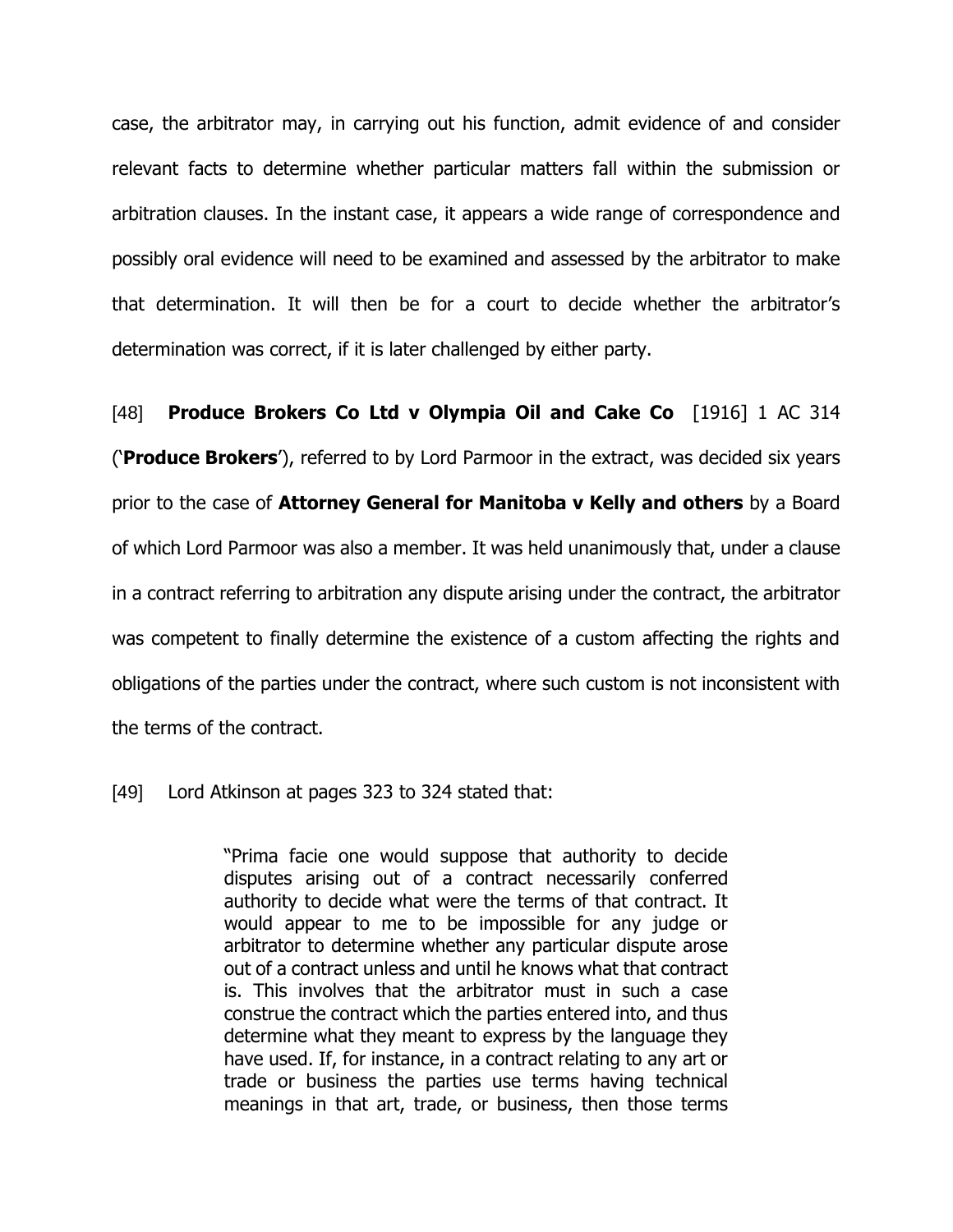case, the arbitrator may, in carrying out his function, admit evidence of and consider relevant facts to determine whether particular matters fall within the submission or arbitration clauses. In the instant case, it appears a wide range of correspondence and possibly oral evidence will need to be examined and assessed by the arbitrator to make that determination. It will then be for a court to decide whether the arbitrator's determination was correct, if it is later challenged by either party.

[48] **Produce Brokers Co Ltd v Olympia Oil and Cake Co** [1916] 1 AC 314 ('**Produce Brokers**'), referred to by Lord Parmoor in the extract, was decided six years prior to the case of **Attorney General for Manitoba v Kelly and others** by a Board of which Lord Parmoor was also a member. It was held unanimously that, under a clause in a contract referring to arbitration any dispute arising under the contract, the arbitrator was competent to finally determine the existence of a custom affecting the rights and obligations of the parties under the contract, where such custom is not inconsistent with the terms of the contract.

[49] Lord Atkinson at pages 323 to 324 stated that:

> "Prima facie one would suppose that authority to decide disputes arising out of a contract necessarily conferred authority to decide what were the terms of that contract. It would appear to me to be impossible for any judge or arbitrator to determine whether any particular dispute arose out of a contract unless and until he knows what that contract is. This involves that the arbitrator must in such a case construe the contract which the parties entered into, and thus determine what they meant to express by the language they have used. If, for instance, in a contract relating to any art or trade or business the parties use terms having technical meanings in that art, trade, or business, then those terms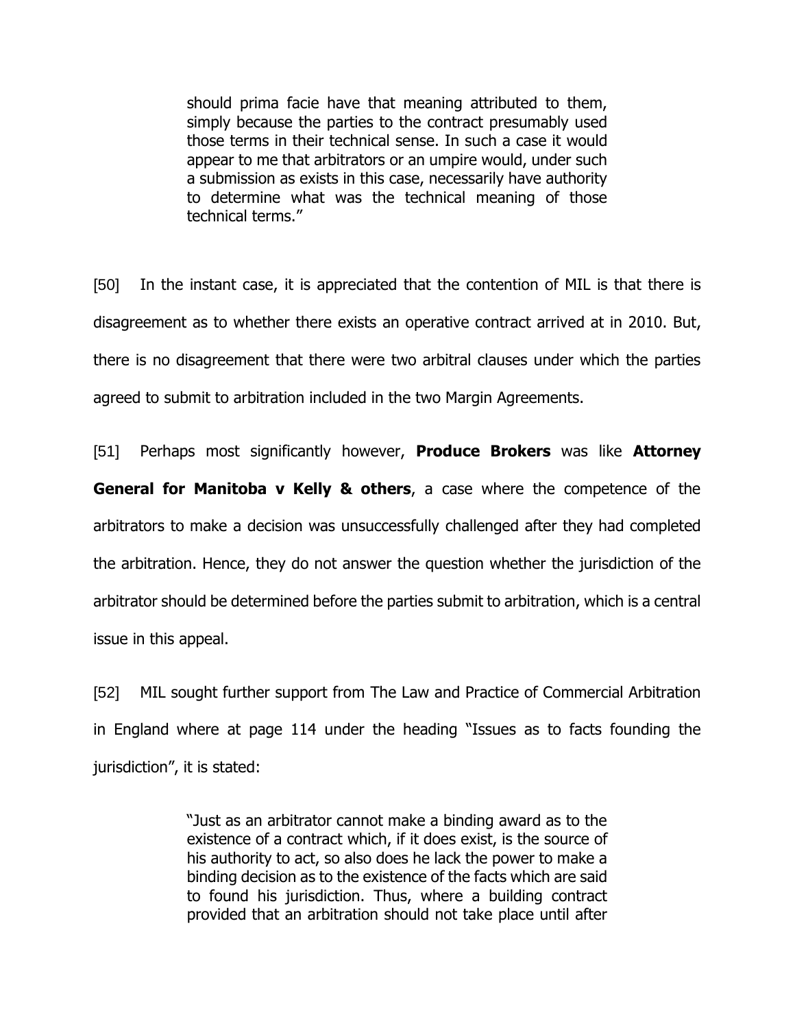> should prima facie have that meaning attributed to them, simply because the parties to the contract presumably used those terms in their technical sense. In such a case it would appear to me that arbitrators or an umpire would, under such a submission as exists in this case, necessarily have authority to determine what was the technical meaning of those technical terms."

[50] In the instant case, it is appreciated that the contention of MIL is that there is disagreement as to whether there exists an operative contract arrived at in 2010. But, there is no disagreement that there were two arbitral clauses under which the parties agreed to submit to arbitration included in the two Margin Agreements.

[51] Perhaps most significantly however, **Produce Brokers** was like **Attorney General for Manitoba v Kelly & others**, a case where the competence of the arbitrators to make a decision was unsuccessfully challenged after they had completed the arbitration. Hence, they do not answer the question whether the jurisdiction of the arbitrator should be determined before the parties submit to arbitration, which is a central issue in this appeal.

[52] MIL sought further support from The Law and Practice of Commercial Arbitration in England where at page 114 under the heading "Issues as to facts founding the jurisdiction", it is stated:

> "Just as an arbitrator cannot make a binding award as to the existence of a contract which, if it does exist, is the source of his authority to act, so also does he lack the power to make a binding decision as to the existence of the facts which are said to found his jurisdiction. Thus, where a building contract provided that an arbitration should not take place until after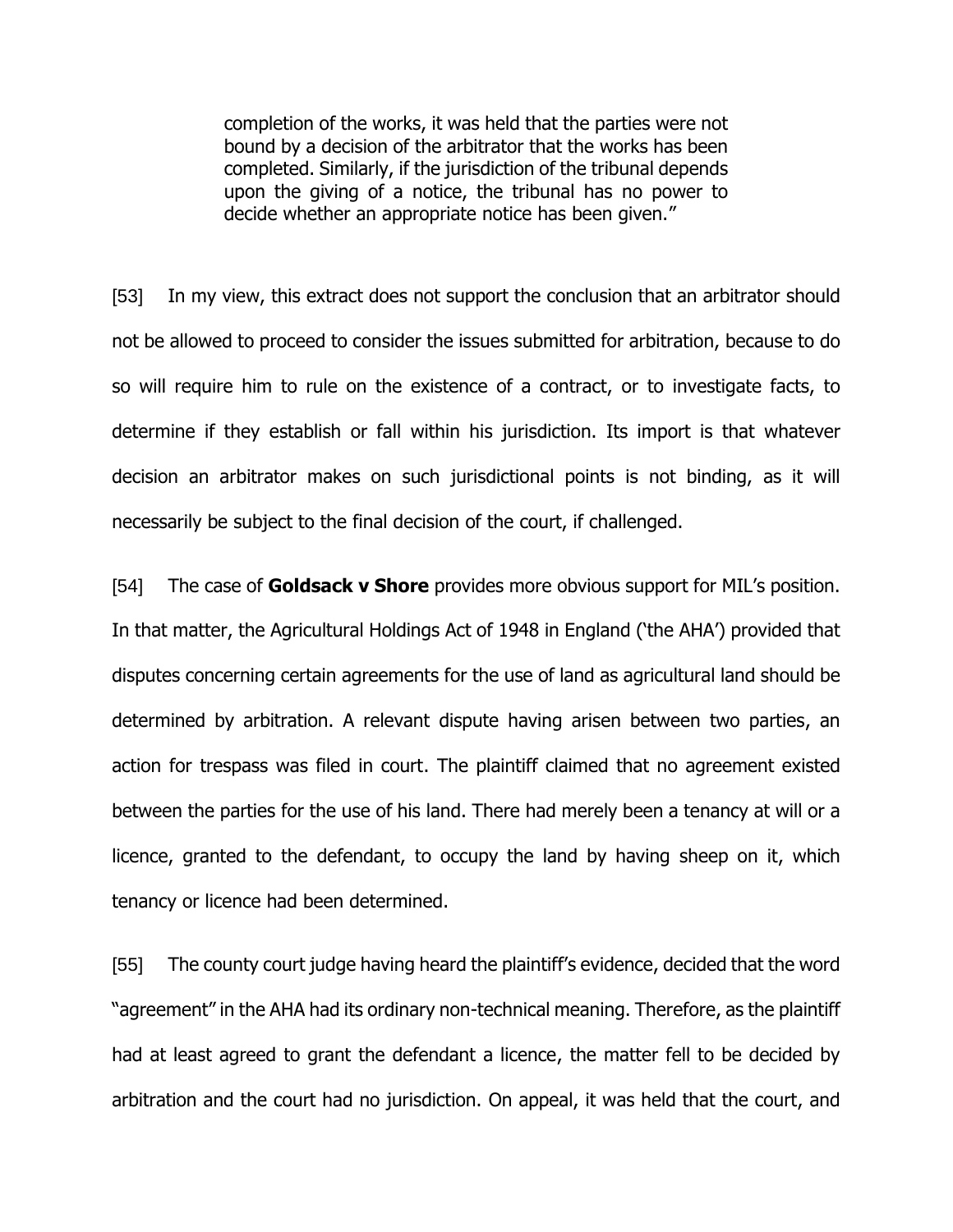> completion of the works, it was held that the parties were not bound by a decision of the arbitrator that the works has been completed. Similarly, if the jurisdiction of the tribunal depends upon the giving of a notice, the tribunal has no power to decide whether an appropriate notice has been given."

[53] In my view, this extract does not support the conclusion that an arbitrator should not be allowed to proceed to consider the issues submitted for arbitration, because to do so will require him to rule on the existence of a contract, or to investigate facts, to determine if they establish or fall within his jurisdiction. Its import is that whatever decision an arbitrator makes on such jurisdictional points is not binding, as it will necessarily be subject to the final decision of the court, if challenged.

[54] The case of **Goldsack v Shore** provides more obvious support for MIL's position. In that matter, the Agricultural Holdings Act of 1948 in England ('the AHA') provided that disputes concerning certain agreements for the use of land as agricultural land should be determined by arbitration. A relevant dispute having arisen between two parties, an action for trespass was filed in court. The plaintiff claimed that no agreement existed between the parties for the use of his land. There had merely been a tenancy at will or a licence, granted to the defendant, to occupy the land by having sheep on it, which tenancy or licence had been determined.

[55] The county court judge having heard the plaintiff's evidence, decided that the word "agreement" in the AHA had its ordinary non-technical meaning. Therefore, as the plaintiff had at least agreed to grant the defendant a licence, the matter fell to be decided by arbitration and the court had no jurisdiction. On appeal, it was held that the court, and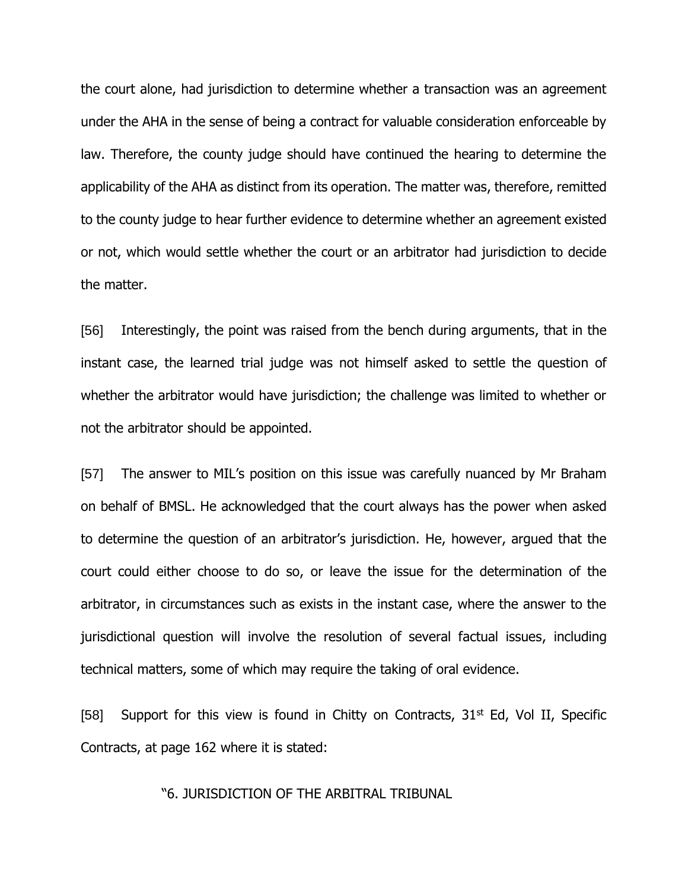the court alone, had jurisdiction to determine whether a transaction was an agreement under the AHA in the sense of being a contract for valuable consideration enforceable by law. Therefore, the county judge should have continued the hearing to determine the applicability of the AHA as distinct from its operation. The matter was, therefore, remitted to the county judge to hear further evidence to determine whether an agreement existed or not, which would settle whether the court or an arbitrator had jurisdiction to decide the matter.

[56] Interestingly, the point was raised from the bench during arguments, that in the instant case, the learned trial judge was not himself asked to settle the question of whether the arbitrator would have jurisdiction; the challenge was limited to whether or not the arbitrator should be appointed.

[57] The answer to MIL's position on this issue was carefully nuanced by Mr Braham on behalf of BMSL. He acknowledged that the court always has the power when asked to determine the question of an arbitrator's jurisdiction. He, however, argued that the court could either choose to do so, or leave the issue for the determination of the arbitrator, in circumstances such as exists in the instant case, where the answer to the jurisdictional question will involve the resolution of several factual issues, including technical matters, some of which may require the taking of oral evidence.

[58] Support for this view is found in Chitty on Contracts, 31st Ed, Vol II, Specific Contracts, at page 162 where it is stated:

> "6. JURISDICTION OF THE ARBITRAL TRIBUNAL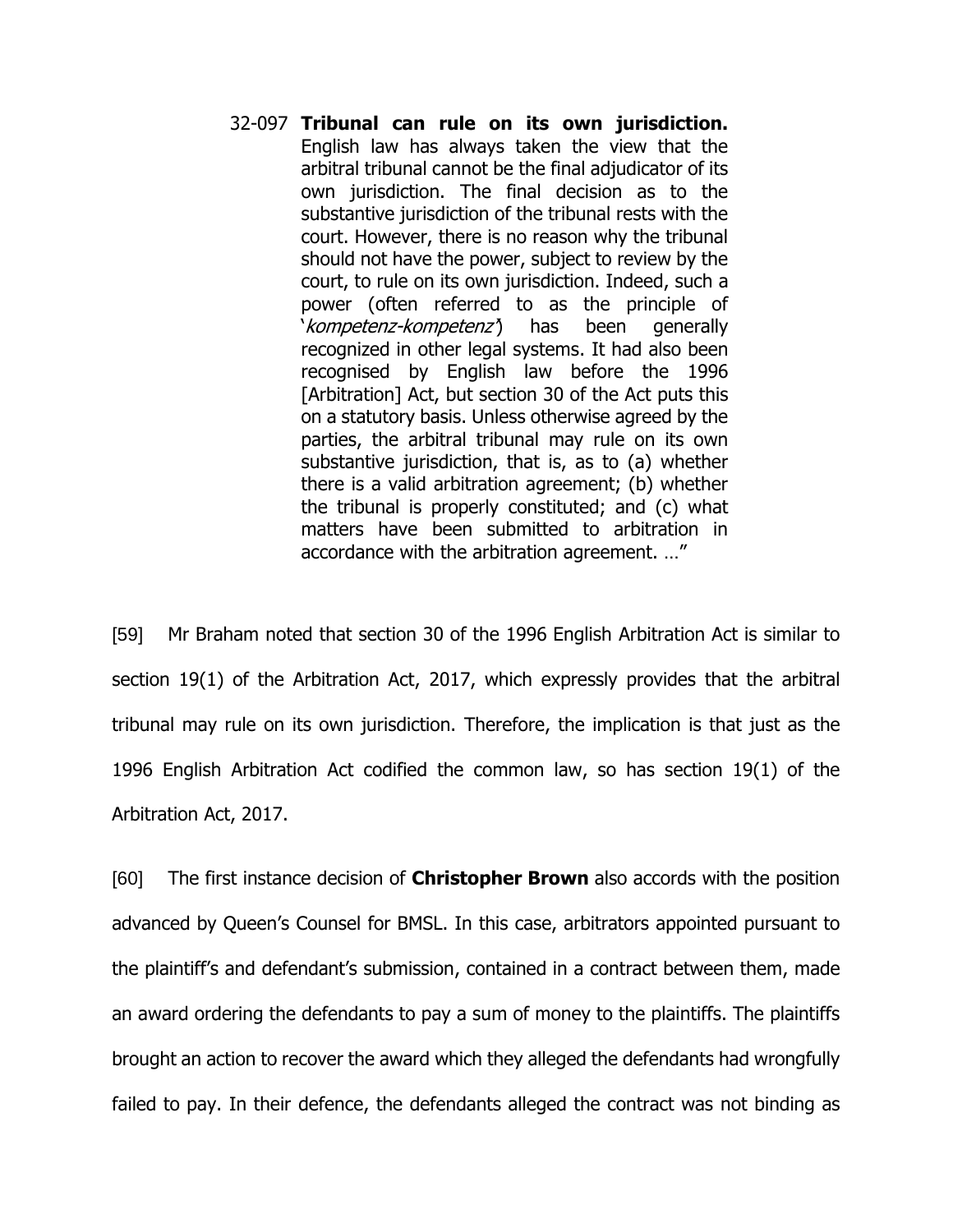> 32-097 **Tribunal can rule on its own jurisdiction.** English law has always taken the view that the arbitral tribunal cannot be the final adjudicator of its own jurisdiction. The final decision as to the substantive jurisdiction of the tribunal rests with the court. However, there is no reason why the tribunal should not have the power, subject to review by the court, to rule on its own jurisdiction. Indeed, such a power (often referred to as the principle of '*kompetenz-kompetenz*') has been generally recognized in other legal systems. It had also been recognised by English law before the 1996 [Arbitration] Act, but section 30 of the Act puts this on a statutory basis. Unless otherwise agreed by the parties, the arbitral tribunal may rule on its own substantive jurisdiction, that is, as to (a) whether there is a valid arbitration agreement; (b) whether the tribunal is properly constituted; and (c) what matters have been submitted to arbitration in accordance with the arbitration agreement. …"

[59] Mr Braham noted that section 30 of the 1996 English Arbitration Act is similar to section 19(1) of the Arbitration Act, 2017, which expressly provides that the arbitral tribunal may rule on its own jurisdiction. Therefore, the implication is that just as the 1996 English Arbitration Act codified the common law, so has section 19(1) of the Arbitration Act, 2017.

[60] The first instance decision of **Christopher Brown** also accords with the position advanced by Queen's Counsel for BMSL. In this case, arbitrators appointed pursuant to the plaintiff's and defendant's submission, contained in a contract between them, made an award ordering the defendants to pay a sum of money to the plaintiffs. The plaintiffs brought an action to recover the award which they alleged the defendants had wrongfully failed to pay. In their defence, the defendants alleged the contract was not binding as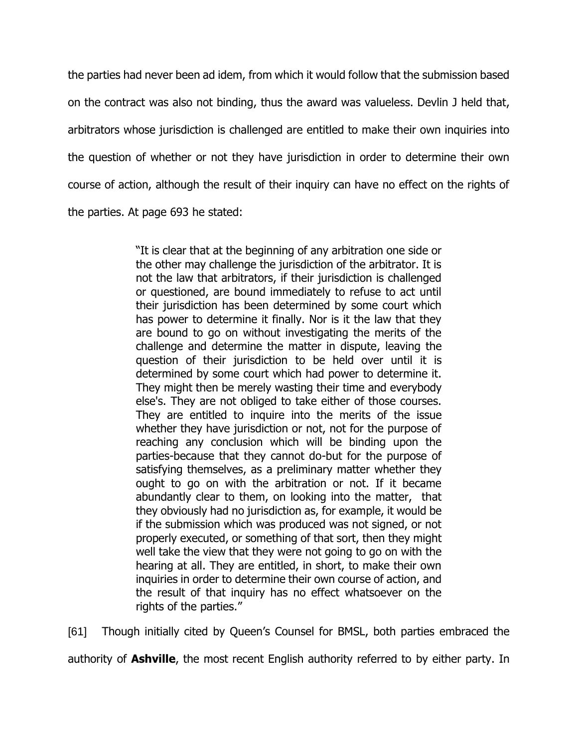the parties had never been ad idem, from which it would follow that the submission based on the contract was also not binding, thus the award was valueless. Devlin J held that, arbitrators whose jurisdiction is challenged are entitled to make their own inquiries into the question of whether or not they have jurisdiction in order to determine their own course of action, although the result of their inquiry can have no effect on the rights of the parties. At page 693 he stated:

> "It is clear that at the beginning of any arbitration one side or the other may challenge the jurisdiction of the arbitrator. It is not the law that arbitrators, if their jurisdiction is challenged or questioned, are bound immediately to refuse to act until their jurisdiction has been determined by some court which has power to determine it finally. Nor is it the law that they are bound to go on without investigating the merits of the challenge and determine the matter in dispute, leaving the question of their jurisdiction to be held over until it is determined by some court which had power to determine it. They might then be merely wasting their time and everybody else's. They are not obliged to take either of those courses. They are entitled to inquire into the merits of the issue whether they have jurisdiction or not, not for the purpose of reaching any conclusion which will be binding upon the parties-because that they cannot do-but for the purpose of satisfying themselves, as a preliminary matter whether they ought to go on with the arbitration or not. If it became abundantly clear to them, on looking into the matter, that they obviously had no jurisdiction as, for example, it would be if the submission which was produced was not signed, or not properly executed, or something of that sort, then they might well take the view that they were not going to go on with the hearing at all. They are entitled, in short, to make their own inquiries in order to determine their own course of action, and the result of that inquiry has no effect whatsoever on the rights of the parties."

[61] Though initially cited by Queen's Counsel for BMSL, both parties embraced the authority of **Ashville**, the most recent English authority referred to by either party. In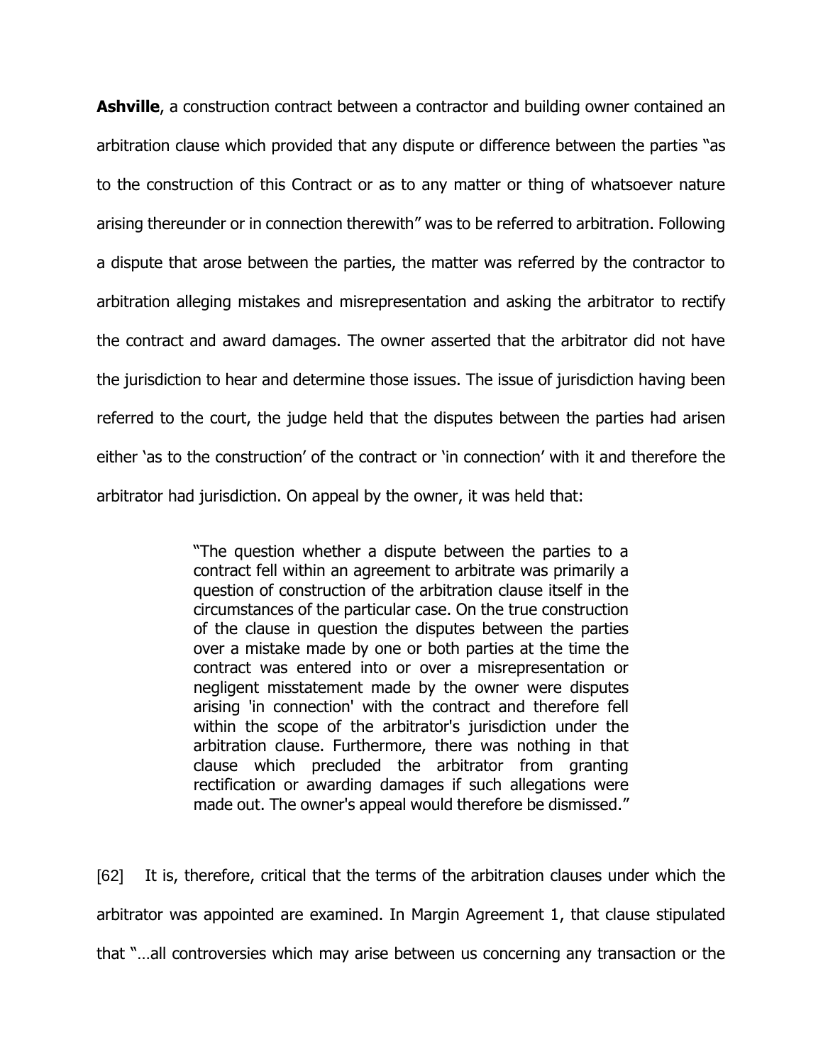**Ashville**, a construction contract between a contractor and building owner contained an arbitration clause which provided that any dispute or difference between the parties "as to the construction of this Contract or as to any matter or thing of whatsoever nature arising thereunder or in connection therewith" was to be referred to arbitration. Following a dispute that arose between the parties, the matter was referred by the contractor to arbitration alleging mistakes and misrepresentation and asking the arbitrator to rectify the contract and award damages. The owner asserted that the arbitrator did not have the jurisdiction to hear and determine those issues. The issue of jurisdiction having been referred to the court, the judge held that the disputes between the parties had arisen either 'as to the construction' of the contract or 'in connection' with it and therefore the arbitrator had jurisdiction. On appeal by the owner, it was held that:

> "The question whether a dispute between the parties to a contract fell within an agreement to arbitrate was primarily a question of construction of the arbitration clause itself in the circumstances of the particular case. On the true construction of the clause in question the disputes between the parties over a mistake made by one or both parties at the time the contract was entered into or over a misrepresentation or negligent misstatement made by the owner were disputes arising 'in connection' with the contract and therefore fell within the scope of the arbitrator's jurisdiction under the arbitration clause. Furthermore, there was nothing in that clause which precluded the arbitrator from granting rectification or awarding damages if such allegations were made out. The owner's appeal would therefore be dismissed."

[62] It is, therefore, critical that the terms of the arbitration clauses under which the arbitrator was appointed are examined. In Margin Agreement 1, that clause stipulated that "…all controversies which may arise between us concerning any transaction or the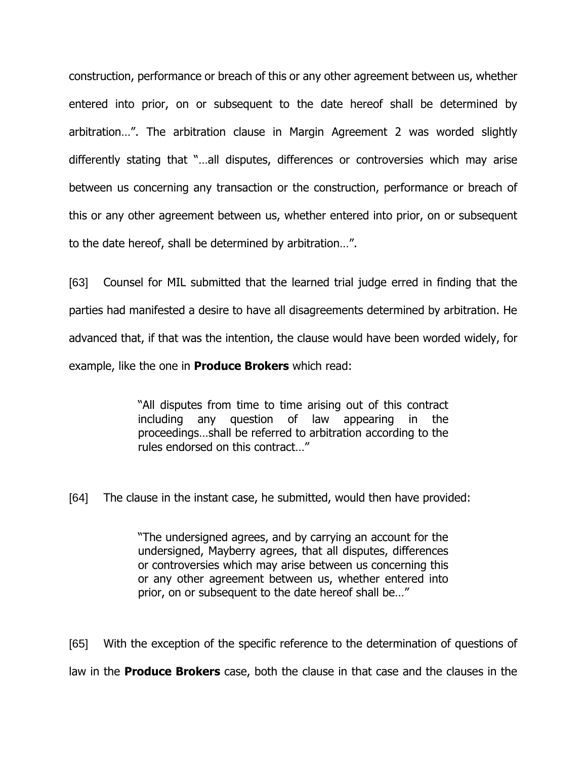construction, performance or breach of this or any other agreement between us, whether entered into prior, on or subsequent to the date hereof shall be determined by arbitration…". The arbitration clause in Margin Agreement 2 was worded slightly differently stating that "…all disputes, differences or controversies which may arise between us concerning any transaction or the construction, performance or breach of this or any other agreement between us, whether entered into prior, on or subsequent to the date hereof, shall be determined by arbitration…".

[63] Counsel for MIL submitted that the learned trial judge erred in finding that the parties had manifested a desire to have all disagreements determined by arbitration. He advanced that, if that was the intention, the clause would have been worded widely, for example, like the one in **Produce Brokers** which read:

> "All disputes from time to time arising out of this contract including any question of law appearing in the proceedings…shall be referred to arbitration according to the rules endorsed on this contract…"

[64] The clause in the instant case, he submitted, would then have provided:

> "The undersigned agrees, and by carrying an account for the undersigned, Mayberry agrees, that all disputes, differences or controversies which may arise between us concerning this or any other agreement between us, whether entered into prior, on or subsequent to the date hereof shall be…"

[65] With the exception of the specific reference to the determination of questions of law in the **Produce Brokers** case, both the clause in that case and the clauses in the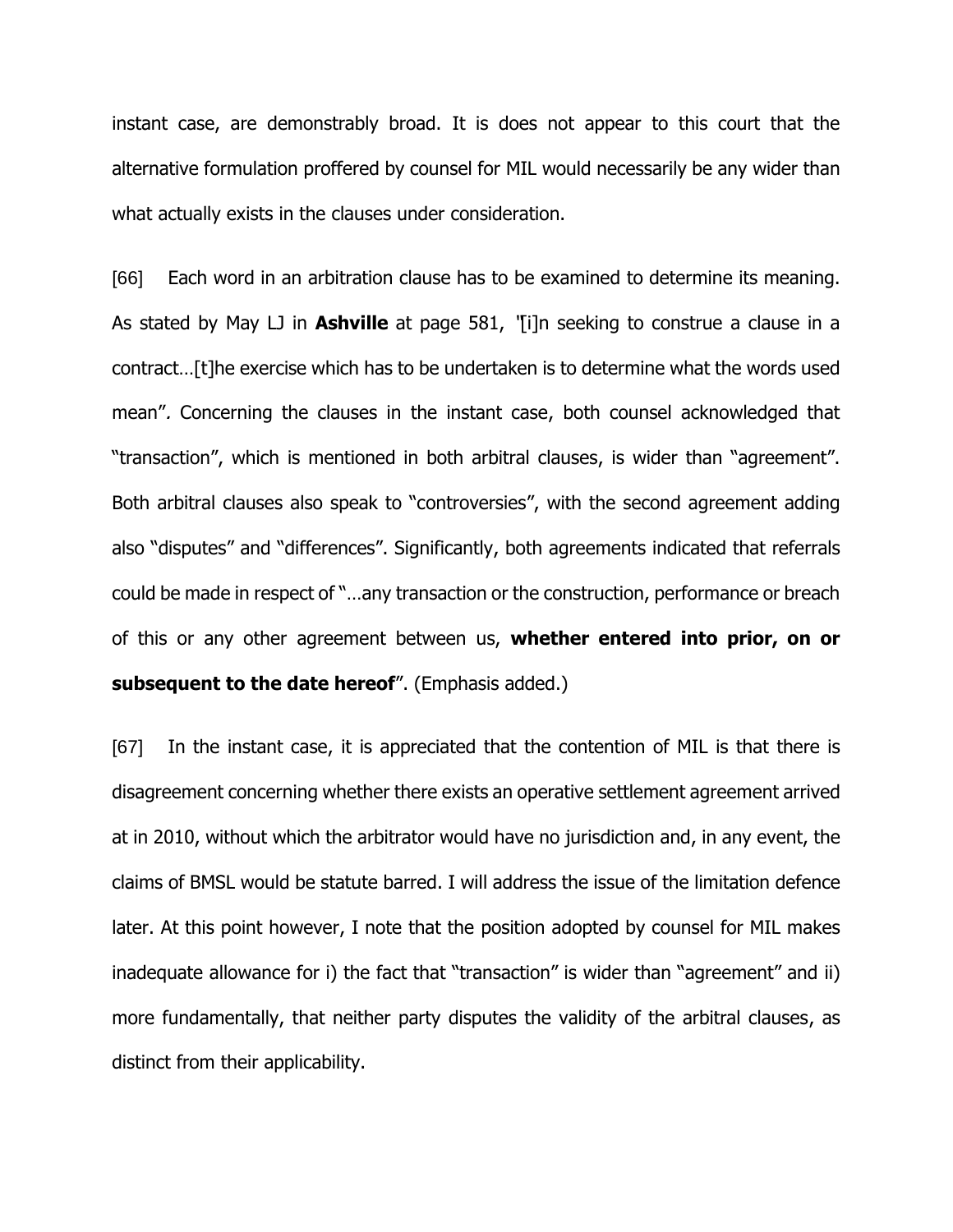instant case, are demonstrably broad. It is does not appear to this court that the alternative formulation proffered by counsel for MIL would necessarily be any wider than what actually exists in the clauses under consideration.

[66] Each word in an arbitration clause has to be examined to determine its meaning. As stated by May LJ in **Ashville** at page 581, "[i]n seeking to construe a clause in a contract…[t]he exercise which has to be undertaken is to determine what the words used mean"*.* Concerning the clauses in the instant case, both counsel acknowledged that "transaction", which is mentioned in both arbitral clauses, is wider than "agreement". Both arbitral clauses also speak to "controversies", with the second agreement adding also "disputes" and "differences". Significantly, both agreements indicated that referrals could be made in respect of "…any transaction or the construction, performance or breach of this or any other agreement between us, **whether entered into prior, on or subsequent to the date hereof**". (Emphasis added.)

[67] In the instant case, it is appreciated that the contention of MIL is that there is disagreement concerning whether there exists an operative settlement agreement arrived at in 2010, without which the arbitrator would have no jurisdiction and, in any event, the claims of BMSL would be statute barred. I will address the issue of the limitation defence later. At this point however, I note that the position adopted by counsel for MIL makes inadequate allowance for i) the fact that "transaction" is wider than "agreement" and ii) more fundamentally, that neither party disputes the validity of the arbitral clauses, as distinct from their applicability.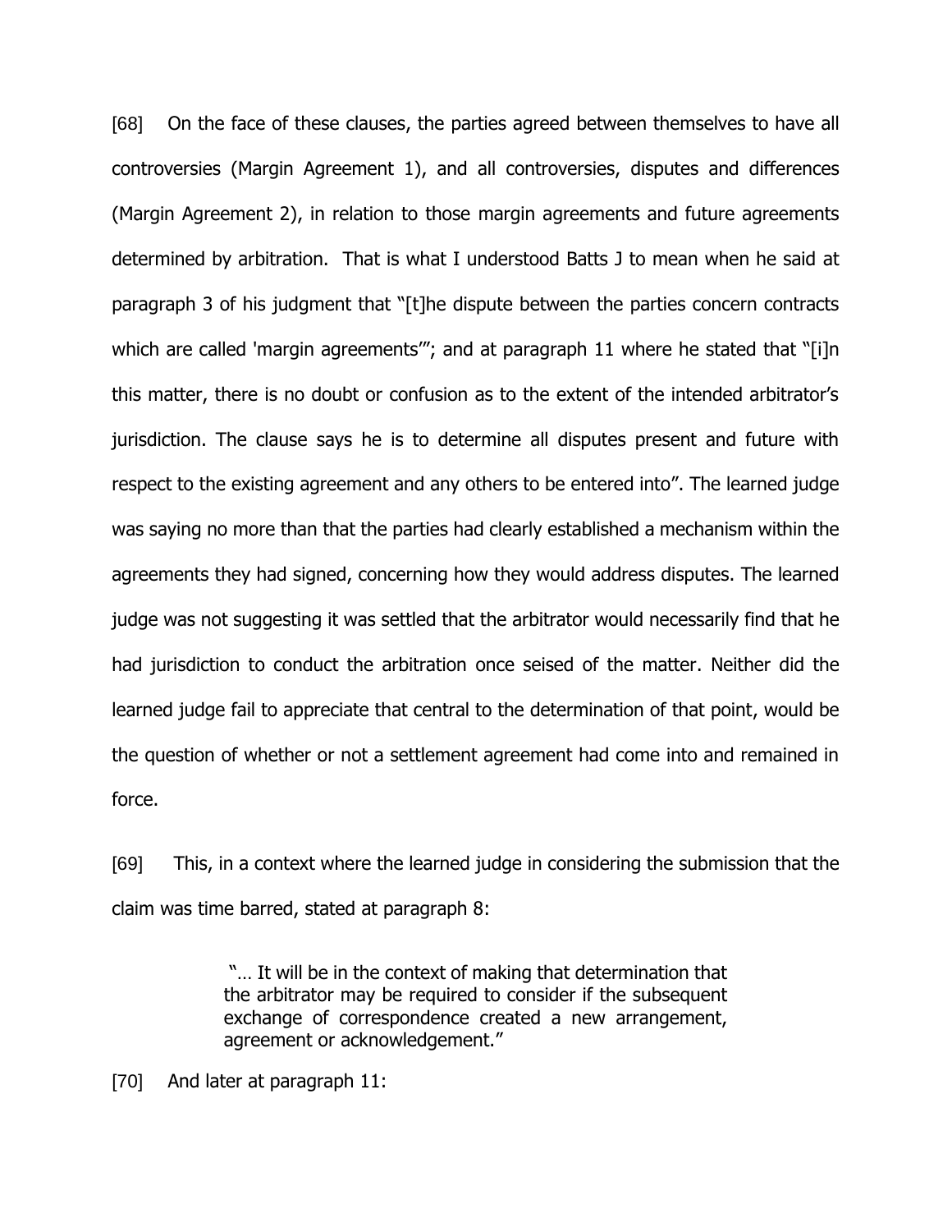[68] On the face of these clauses, the parties agreed between themselves to have all controversies (Margin Agreement 1), and all controversies, disputes and differences (Margin Agreement 2), in relation to those margin agreements and future agreements determined by arbitration. That is what I understood Batts J to mean when he said at paragraph 3 of his judgment that "[t]he dispute between the parties concern contracts which are called 'margin agreements'"; and at paragraph 11 where he stated that "[i]n this matter, there is no doubt or confusion as to the extent of the intended arbitrator's jurisdiction. The clause says he is to determine all disputes present and future with respect to the existing agreement and any others to be entered into". The learned judge was saying no more than that the parties had clearly established a mechanism within the agreements they had signed, concerning how they would address disputes. The learned judge was not suggesting it was settled that the arbitrator would necessarily find that he had jurisdiction to conduct the arbitration once seised of the matter. Neither did the learned judge fail to appreciate that central to the determination of that point, would be the question of whether or not a settlement agreement had come into and remained in force.

[69] This, in a context where the learned judge in considering the submission that the claim was time barred, stated at paragraph 8:

> "… It will be in the context of making that determination that the arbitrator may be required to consider if the subsequent exchange of correspondence created a new arrangement, agreement or acknowledgement."

[70] And later at paragraph 11: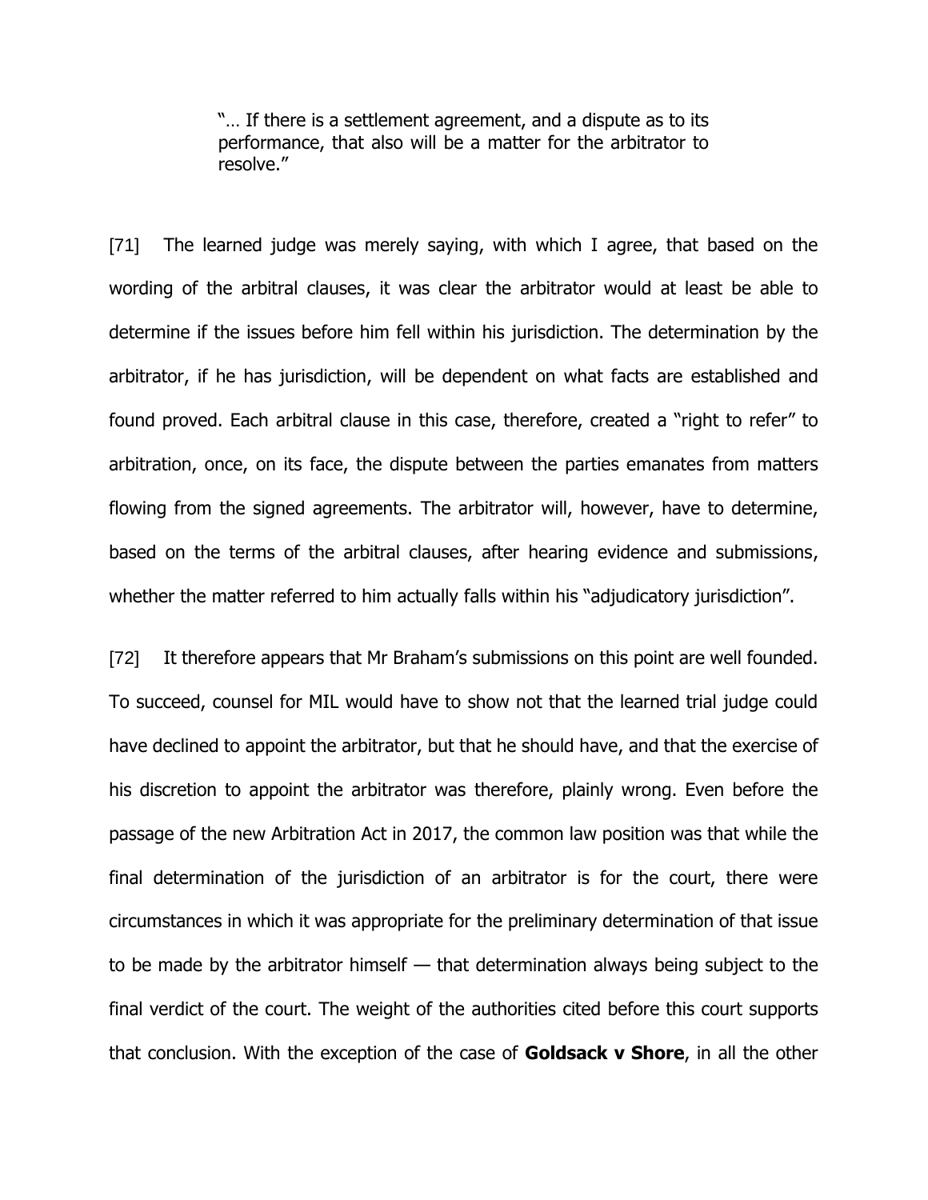> "… If there is a settlement agreement, and a dispute as to its performance, that also will be a matter for the arbitrator to resolve."

[71] The learned judge was merely saying, with which I agree, that based on the wording of the arbitral clauses, it was clear the arbitrator would at least be able to determine if the issues before him fell within his jurisdiction. The determination by the arbitrator, if he has jurisdiction, will be dependent on what facts are established and found proved. Each arbitral clause in this case, therefore, created a "right to refer" to arbitration, once, on its face, the dispute between the parties emanates from matters flowing from the signed agreements. The arbitrator will, however, have to determine, based on the terms of the arbitral clauses, after hearing evidence and submissions, whether the matter referred to him actually falls within his "adjudicatory jurisdiction".

[72] It therefore appears that Mr Braham's submissions on this point are well founded. To succeed, counsel for MIL would have to show not that the learned trial judge could have declined to appoint the arbitrator, but that he should have, and that the exercise of his discretion to appoint the arbitrator was therefore, plainly wrong. Even before the passage of the new Arbitration Act in 2017, the common law position was that while the final determination of the jurisdiction of an arbitrator is for the court, there were circumstances in which it was appropriate for the preliminary determination of that issue to be made by the arbitrator himself — that determination always being subject to the final verdict of the court. The weight of the authorities cited before this court supports that conclusion. With the exception of the case of **Goldsack v Shore**, in all the other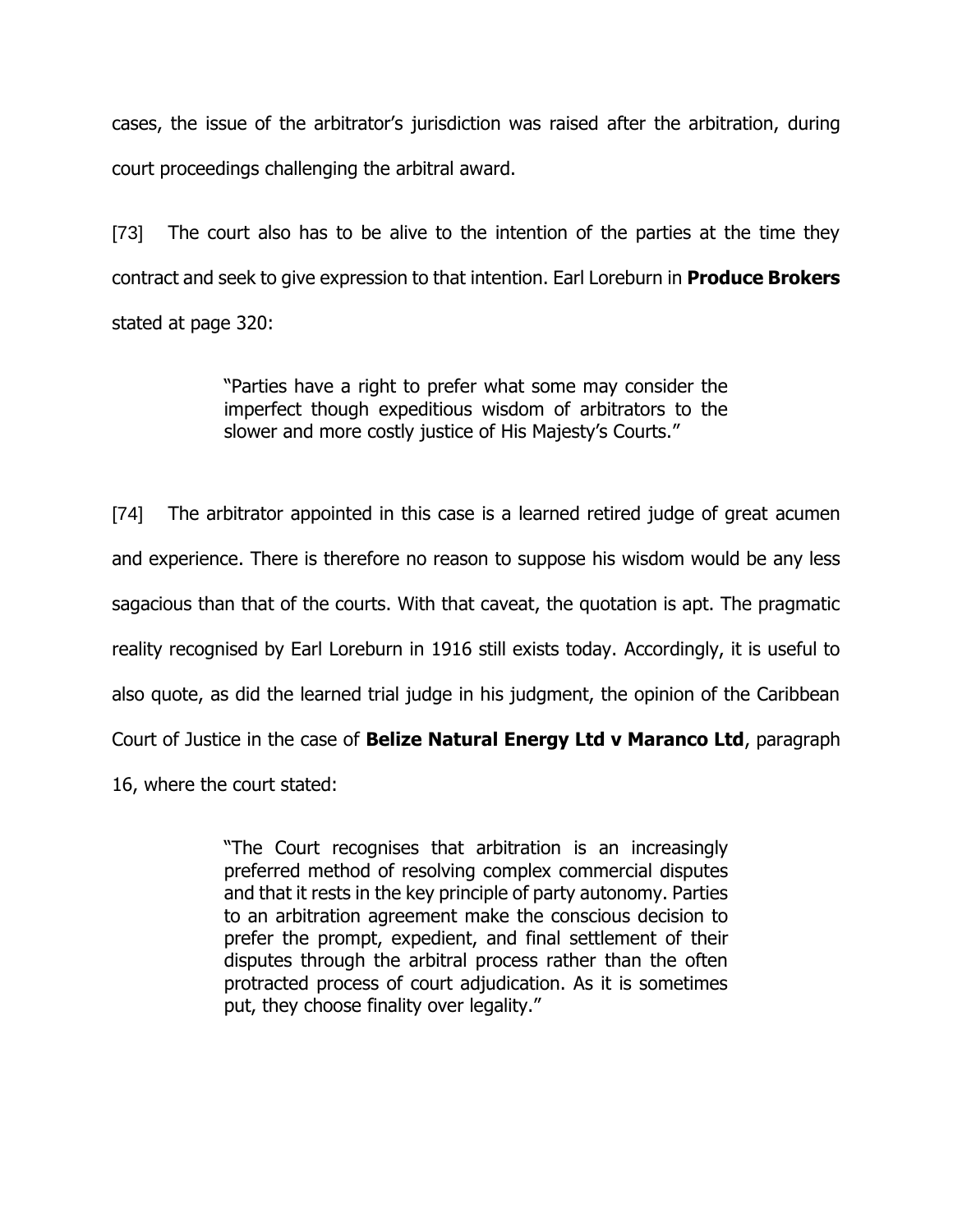cases, the issue of the arbitrator's jurisdiction was raised after the arbitration, during court proceedings challenging the arbitral award.

[73] The court also has to be alive to the intention of the parties at the time they contract and seek to give expression to that intention. Earl Loreburn in **Produce Brokers** stated at page 320:

> "Parties have a right to prefer what some may consider the imperfect though expeditious wisdom of arbitrators to the slower and more costly justice of His Majesty's Courts."

[74] The arbitrator appointed in this case is a learned retired judge of great acumen and experience. There is therefore no reason to suppose his wisdom would be any less sagacious than that of the courts. With that caveat, the quotation is apt. The pragmatic reality recognised by Earl Loreburn in 1916 still exists today. Accordingly, it is useful to also quote, as did the learned trial judge in his judgment, the opinion of the Caribbean Court of Justice in the case of **Belize Natural Energy Ltd v Maranco Ltd**, paragraph 16, where the court stated:

> "The Court recognises that arbitration is an increasingly preferred method of resolving complex commercial disputes and that it rests in the key principle of party autonomy. Parties to an arbitration agreement make the conscious decision to prefer the prompt, expedient, and final settlement of their disputes through the arbitral process rather than the often protracted process of court adjudication. As it is sometimes put, they choose finality over legality."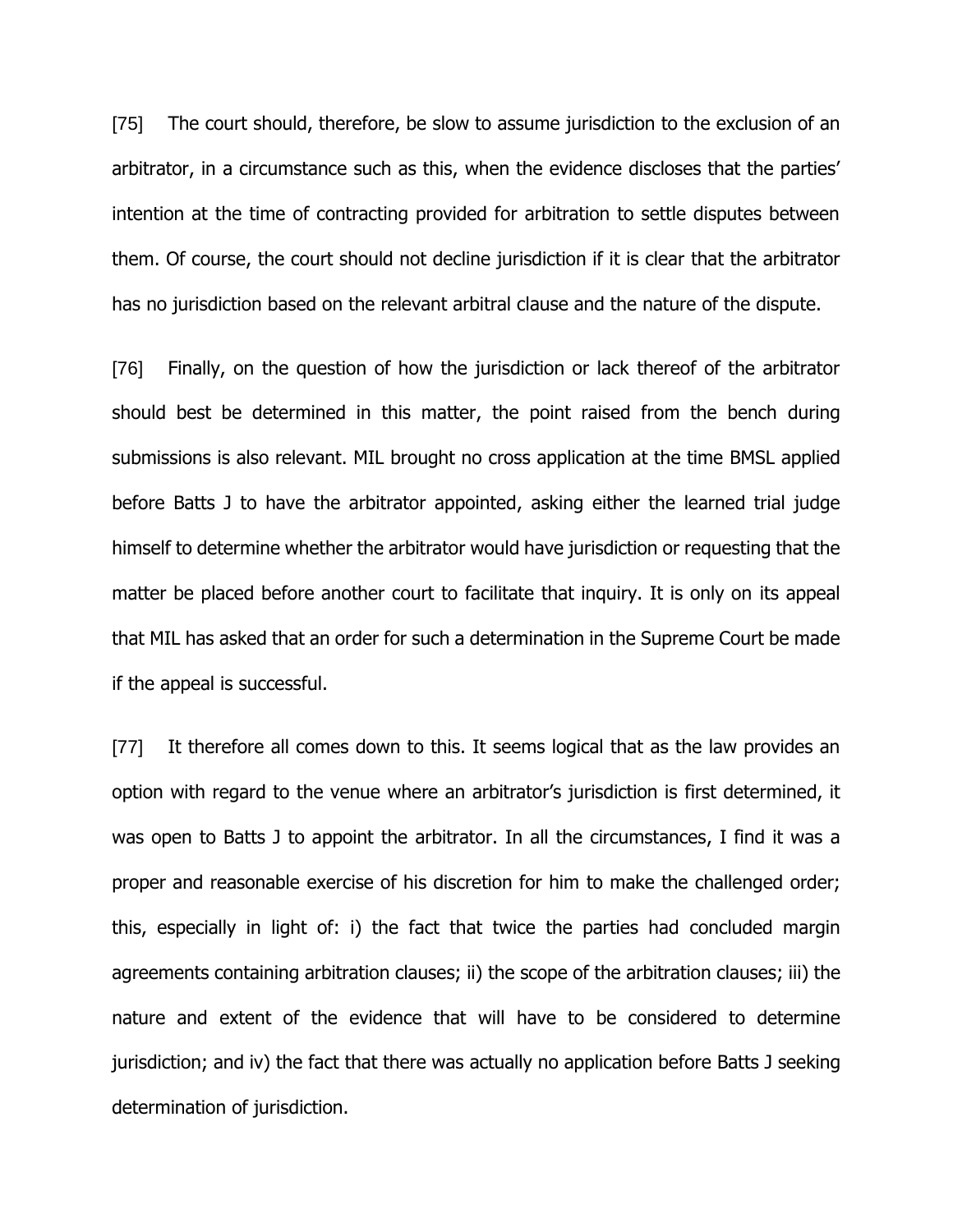[75] The court should, therefore, be slow to assume jurisdiction to the exclusion of an arbitrator, in a circumstance such as this, when the evidence discloses that the parties' intention at the time of contracting provided for arbitration to settle disputes between them. Of course, the court should not decline jurisdiction if it is clear that the arbitrator has no jurisdiction based on the relevant arbitral clause and the nature of the dispute.

[76] Finally, on the question of how the jurisdiction or lack thereof of the arbitrator should best be determined in this matter, the point raised from the bench during submissions is also relevant. MIL brought no cross application at the time BMSL applied before Batts J to have the arbitrator appointed, asking either the learned trial judge himself to determine whether the arbitrator would have jurisdiction or requesting that the matter be placed before another court to facilitate that inquiry. It is only on its appeal that MIL has asked that an order for such a determination in the Supreme Court be made if the appeal is successful.

[77] It therefore all comes down to this. It seems logical that as the law provides an option with regard to the venue where an arbitrator's jurisdiction is first determined, it was open to Batts J to appoint the arbitrator. In all the circumstances, I find it was a proper and reasonable exercise of his discretion for him to make the challenged order; this, especially in light of: i) the fact that twice the parties had concluded margin agreements containing arbitration clauses; ii) the scope of the arbitration clauses; iii) the nature and extent of the evidence that will have to be considered to determine jurisdiction; and iv) the fact that there was actually no application before Batts J seeking determination of jurisdiction.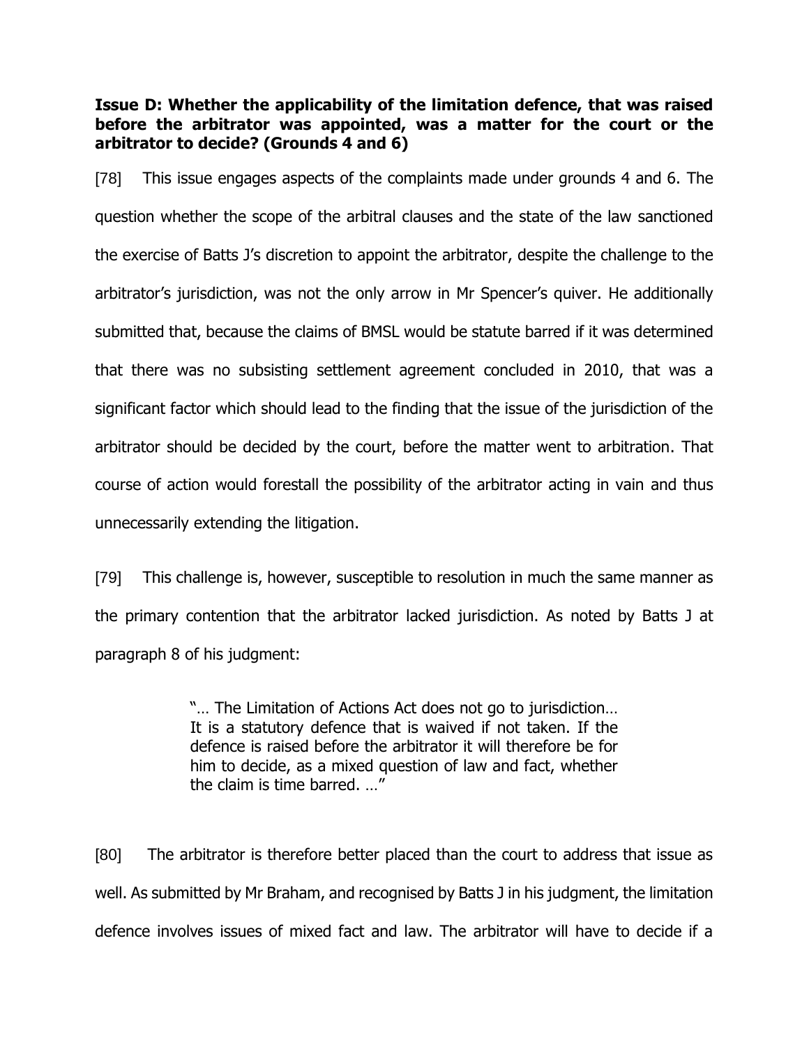**Issue D: Whether the applicability of the limitation defence, that was raised before the arbitrator was appointed, was a matter for the court or the arbitrator to decide? (Grounds 4 and 6)**

[78] This issue engages aspects of the complaints made under grounds 4 and 6. The question whether the scope of the arbitral clauses and the state of the law sanctioned the exercise of Batts J's discretion to appoint the arbitrator, despite the challenge to the arbitrator's jurisdiction, was not the only arrow in Mr Spencer's quiver. He additionally submitted that, because the claims of BMSL would be statute barred if it was determined that there was no subsisting settlement agreement concluded in 2010, that was a significant factor which should lead to the finding that the issue of the jurisdiction of the arbitrator should be decided by the court, before the matter went to arbitration. That course of action would forestall the possibility of the arbitrator acting in vain and thus unnecessarily extending the litigation.

[79] This challenge is, however, susceptible to resolution in much the same manner as the primary contention that the arbitrator lacked jurisdiction. As noted by Batts J at paragraph 8 of his judgment:

> "… The Limitation of Actions Act does not go to jurisdiction… It is a statutory defence that is waived if not taken. If the defence is raised before the arbitrator it will therefore be for him to decide, as a mixed question of law and fact, whether the claim is time barred. …"

[80] The arbitrator is therefore better placed than the court to address that issue as well. As submitted by Mr Braham, and recognised by Batts J in his judgment, the limitation defence involves issues of mixed fact and law. The arbitrator will have to decide if a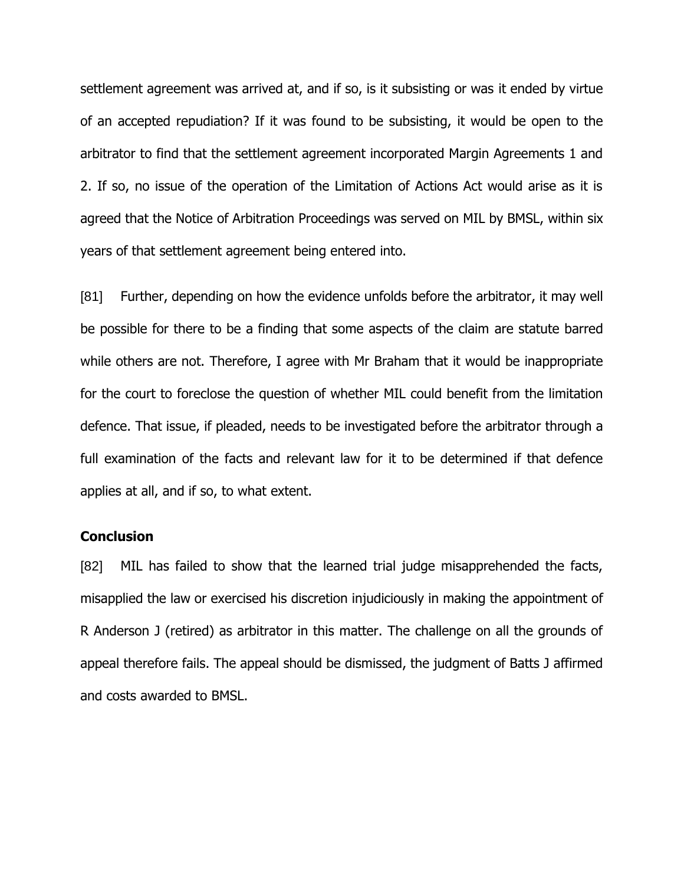settlement agreement was arrived at, and if so, is it subsisting or was it ended by virtue of an accepted repudiation? If it was found to be subsisting, it would be open to the arbitrator to find that the settlement agreement incorporated Margin Agreements 1 and 2. If so, no issue of the operation of the Limitation of Actions Act would arise as it is agreed that the Notice of Arbitration Proceedings was served on MIL by BMSL, within six years of that settlement agreement being entered into.

[81] Further, depending on how the evidence unfolds before the arbitrator, it may well be possible for there to be a finding that some aspects of the claim are statute barred while others are not. Therefore, I agree with Mr Braham that it would be inappropriate for the court to foreclose the question of whether MIL could benefit from the limitation defence. That issue, if pleaded, needs to be investigated before the arbitrator through a full examination of the facts and relevant law for it to be determined if that defence applies at all, and if so, to what extent.

## Conclusion

[82] MIL has failed to show that the learned trial judge misapprehended the facts, misapplied the law or exercised his discretion injudiciously in making the appointment of R Anderson J (retired) as arbitrator in this matter. The challenge on all the grounds of appeal therefore fails. The appeal should be dismissed, the judgment of Batts J affirmed and costs awarded to BMSL.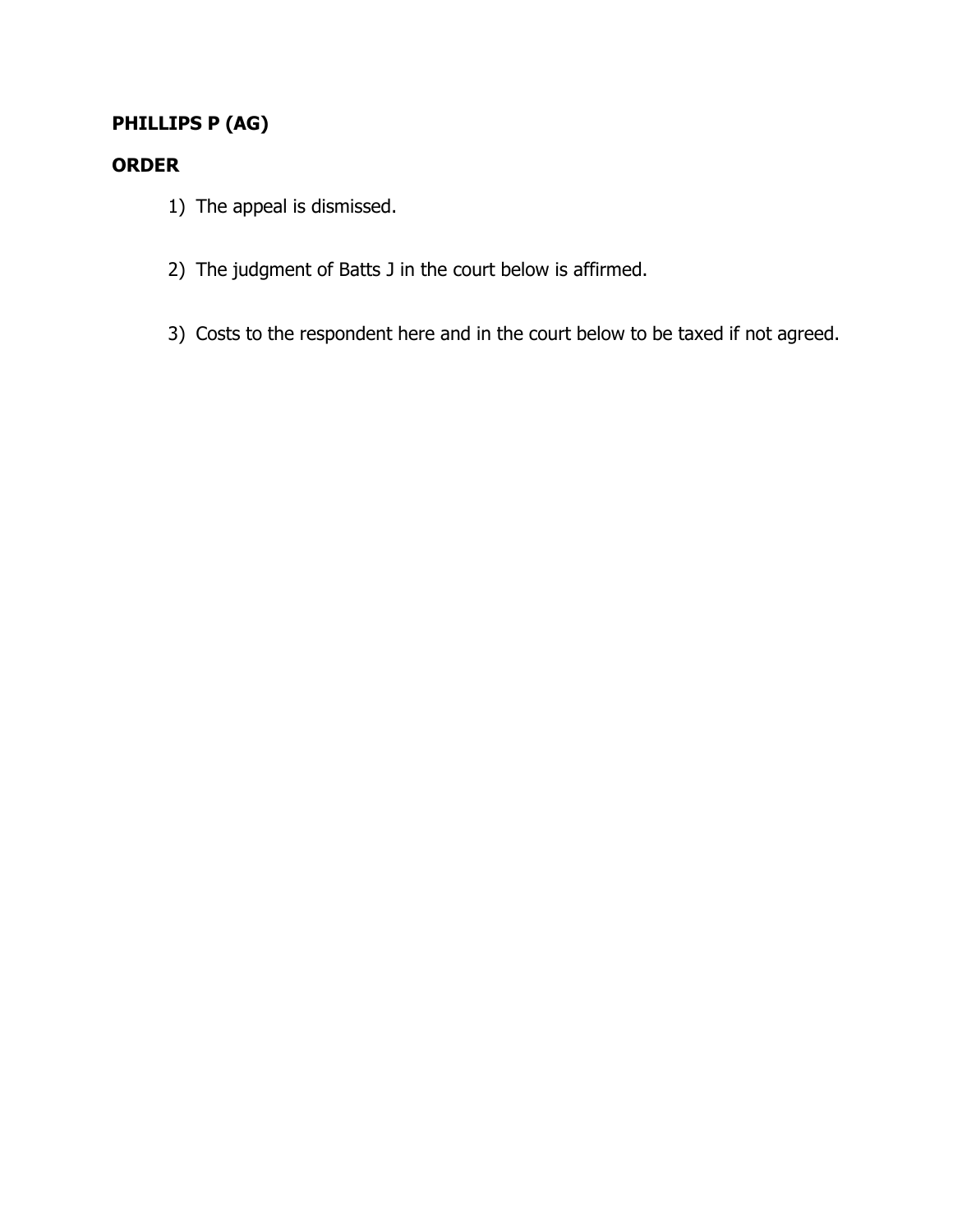**PHILLIPS P (AG)**

**ORDER**

1) The appeal is dismissed.

2) The judgment of Batts J in the court below is affirmed.

3) Costs to the respondent here and in the court below to be taxed if not agreed.